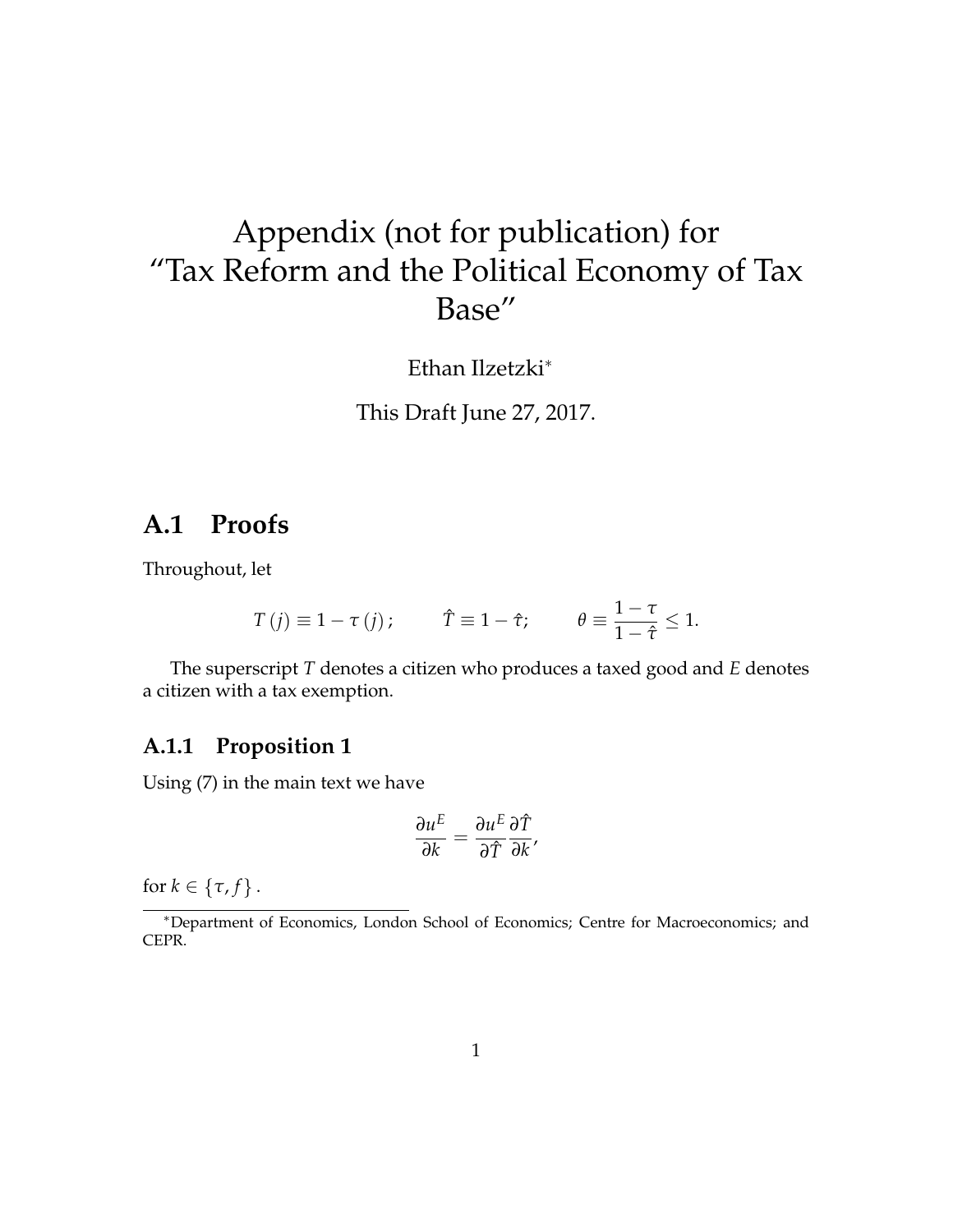# Appendix (not for publication) for "Tax Reform and the Political Economy of Tax Base"

Ethan Ilzetzki*

This Draft June 27, 2017.

## A.1 Proofs

Throughout, let

$$T(j) \equiv 1 - \tau(j); \qquad \hat{T} \equiv 1 - \hat{\tau}; \qquad \theta \equiv \frac{1-\tau}{1-\hat{\tau}} \leq 1.$$

The superscript $T$ denotes a citizen who produces a taxed good and $E$ denotes a citizen with a tax exemption.

### A.1.1 Proposition 1

Using (7) in the main text we have

$$\frac{\partial u^E}{\partial k} = \frac{\partial u^E}{\partial \hat{T}} \frac{\partial \hat{T}}{\partial k},$$

for $k \in \{\tau, f\}$.

*Department of Economics, London School of Economics; Centre for Macroeconomics; and CEPR.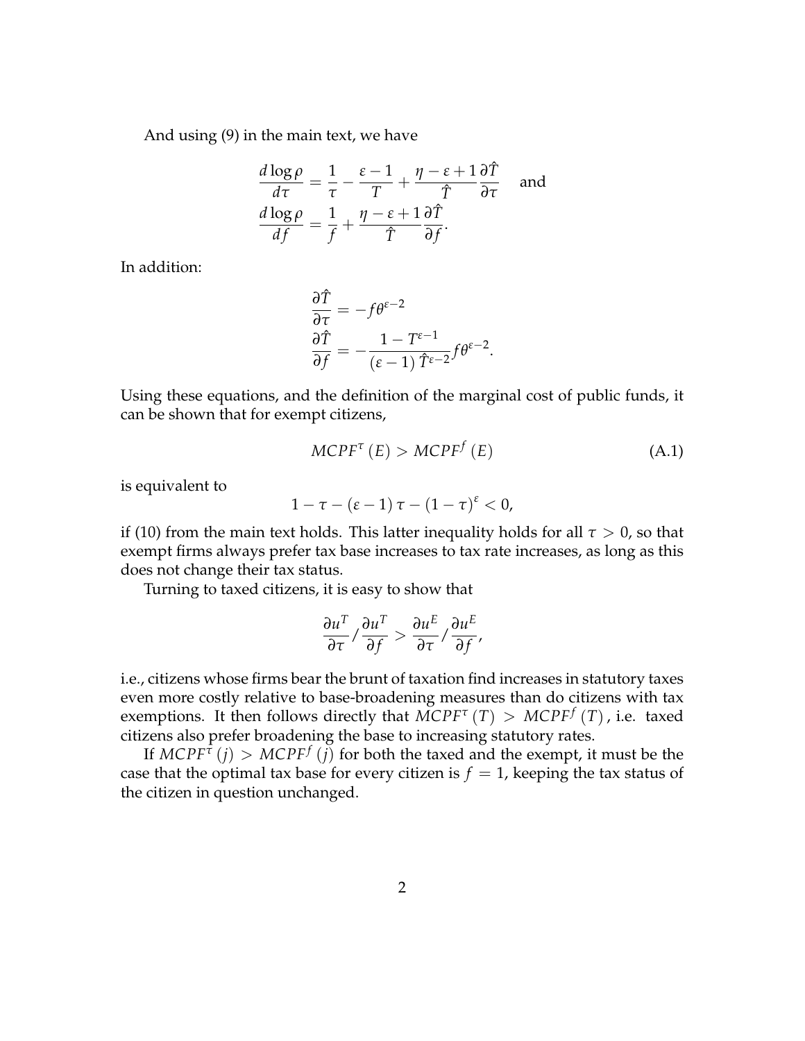And using (9) in the main text, we have

$$\frac{d\log\rho}{d\tau} = \frac{1}{\tau} - \frac{\varepsilon-1}{T} + \frac{\eta-\varepsilon+1}{\hat{T}}\frac{\partial\hat{T}}{\partial\tau} \quad \text{and}$$
$$\frac{d\log\rho}{df} = \frac{1}{f} + \frac{\eta-\varepsilon+1}{\hat{T}}\frac{\partial\hat{T}}{\partial f}.$$

In addition:

$$\frac{\partial\hat{T}}{\partial\tau} = -f\theta^{\varepsilon-2}$$
$$\frac{\partial\hat{T}}{\partial f} = -\frac{1-T^{\varepsilon-1}}{(\varepsilon-1)\,\hat{T}^{\varepsilon-2}}f\theta^{\varepsilon-2}.$$

Using these equations, and the definition of the marginal cost of public funds, it can be shown that for exempt citizens,

$$MCPF^{\tau}(E) > MCPF^{f}(E) \tag{A.1}$$

is equivalent to

$$1-\tau-(\varepsilon-1)\,\tau-(1-\tau)^{\varepsilon} < 0,$$

if (10) from the main text holds. This latter inequality holds for all $\tau > 0$, so that exempt firms always prefer tax base increases to tax rate increases, as long as this does not change their tax status.

Turning to taxed citizens, it is easy to show that

$$\frac{\partial u^T}{\partial\tau}/\frac{\partial u^T}{\partial f} > \frac{\partial u^E}{\partial\tau}/\frac{\partial u^E}{\partial f},$$

i.e., citizens whose firms bear the brunt of taxation find increases in statutory taxes even more costly relative to base-broadening measures than do citizens with tax exemptions. It then follows directly that $MCPF^{\tau}(T) > MCPF^{f}(T)$, i.e. taxed citizens also prefer broadening the base to increasing statutory rates.

If $MCPF^{\tau}(j) > MCPF^{f}(j)$ for both the taxed and the exempt, it must be the case that the optimal tax base for every citizen is $f = 1$, keeping the tax status of the citizen in question unchanged.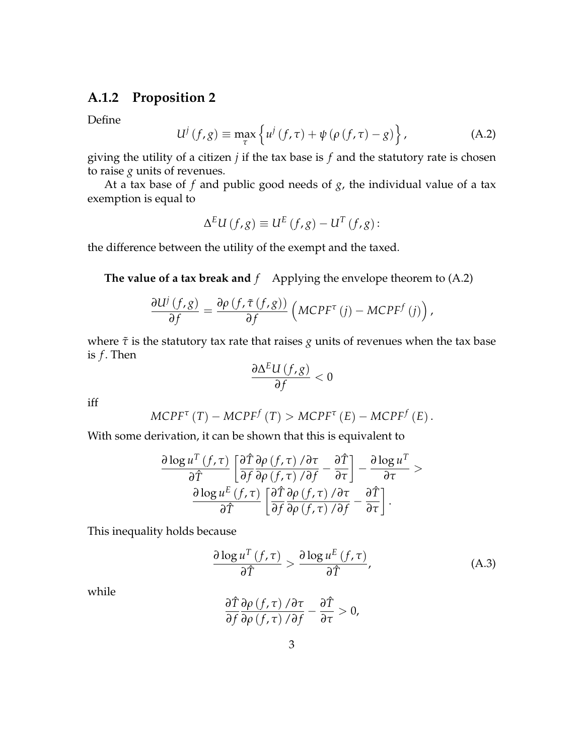### A.1.2 Proposition 2

Define

$$U^j(f,g) \equiv \max_{\tau} \left\{ u^j(f,\tau) + \psi(\rho(f,\tau) - g) \right\}, \tag{A.2}$$

giving the utility of a citizen $j$ if the tax base is $f$ and the statutory rate is chosen to raise $g$ units of revenues.

At a tax base of $f$ and public good needs of $g$, the individual value of a tax exemption is equal to

$$\Delta^E U(f,g) \equiv U^E(f,g) - U^T(f,g):$$

the difference between the utility of the exempt and the taxed.

**The value of a tax break and $f$** Applying the envelope theorem to (A.2)

$$\frac{\partial U^j(f,g)}{\partial f} = \frac{\partial \rho(f, \tilde{\tau}(f,g))}{\partial f} \left( MCPF^{\tau}(j) - MCPF^{f}(j) \right),$$

where $\tilde{\tau}$ is the statutory tax rate that raises $g$ units of revenues when the tax base is $f$. Then

$$\frac{\partial \Delta^E U(f,g)}{\partial f} < 0$$

iff

$$MCPF^{\tau}(T) - MCPF^{f}(T) > MCPF^{\tau}(E) - MCPF^{f}(E).$$

With some derivation, it can be shown that this is equivalent to

$$\frac{\partial \log u^T(f,\tau)}{\partial \hat{T}} \left[ \frac{\partial \hat{T}}{\partial f} \frac{\partial \rho(f,\tau)/\partial \tau}{\partial \rho(f,\tau)/\partial f} - \frac{\partial \hat{T}}{\partial \tau} \right] - \frac{\partial \log u^T}{\partial \tau} > \frac{\partial \log u^E(f,\tau)}{\partial \hat{T}} \left[ \frac{\partial \hat{T}}{\partial f} \frac{\partial \rho(f,\tau)/\partial \tau}{\partial \rho(f,\tau)/\partial f} - \frac{\partial \hat{T}}{\partial \tau} \right].$$

This inequality holds because

$$\frac{\partial \log u^T(f,\tau)}{\partial \hat{T}} > \frac{\partial \log u^E(f,\tau)}{\partial \hat{T}}, \tag{A.3}$$

while

$$\frac{\partial \hat{T}}{\partial f} \frac{\partial \rho(f,\tau)/\partial \tau}{\partial \rho(f,\tau)/\partial f} - \frac{\partial \hat{T}}{\partial \tau} > 0,$$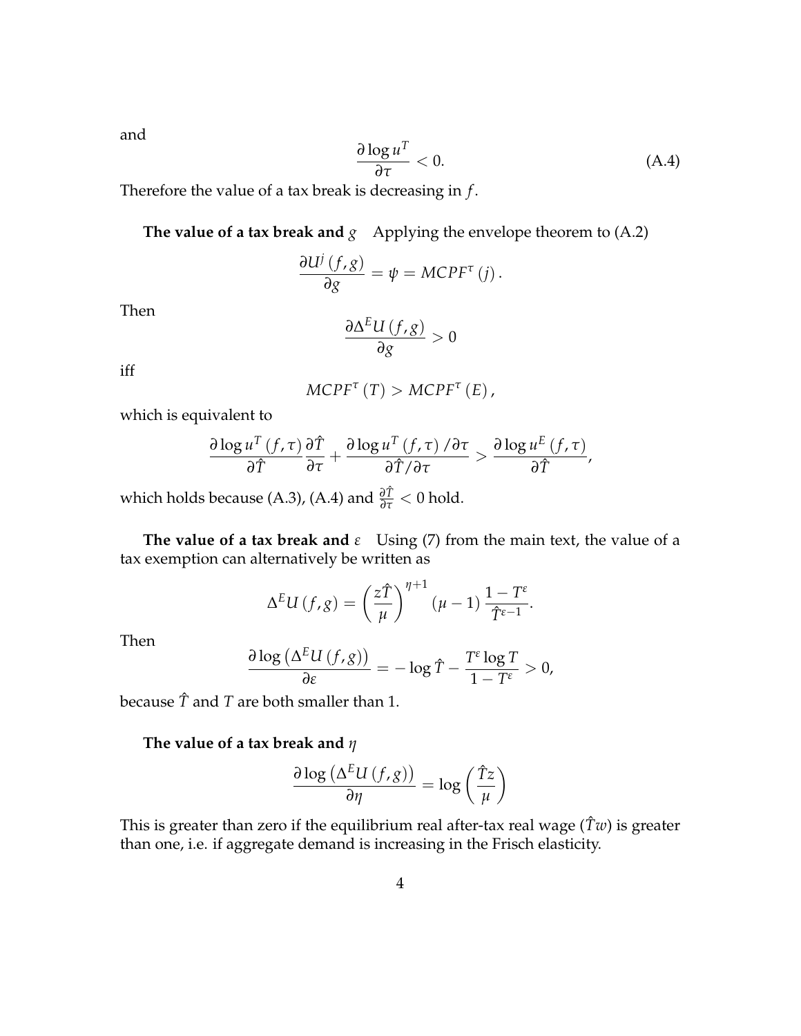and

$$\frac{\partial \log u^T}{\partial \tau} < 0. \tag{A.4}$$

Therefore the value of a tax break is decreasing in $f$.

**The value of a tax break and** $g$ Applying the envelope theorem to (A.2)

$$\frac{\partial U^j(f,g)}{\partial g} = \psi = MCPF^\tau(j).$$

Then

$$\frac{\partial \Delta^E U(f,g)}{\partial g} > 0$$

iff

$$MCPF^\tau(T) > MCPF^\tau(E),$$

which is equivalent to

$$\frac{\partial \log u^T(f,\tau)}{\partial \hat{T}} \frac{\partial \hat{T}}{\partial \tau} + \frac{\partial \log u^T(f,\tau)/\partial \tau}{\partial \hat{T}/\partial \tau} > \frac{\partial \log u^E(f,\tau)}{\partial \hat{T}},$$

which holds because (A.3), (A.4) and $\frac{\partial \hat{T}}{\partial \tau} < 0$ hold.

**The value of a tax break and** $\varepsilon$ Using (7) from the main text, the value of a tax exemption can alternatively be written as

$$\Delta^E U(f,g) = \left(\frac{z\hat{T}}{\mu}\right)^{\eta+1} (\mu - 1) \frac{1 - T^\varepsilon}{\hat{T}^{\varepsilon-1}}.$$

Then

$$\frac{\partial \log\left(\Delta^E U(f,g)\right)}{\partial \varepsilon} = -\log \hat{T} - \frac{T^\varepsilon \log T}{1 - T^\varepsilon} > 0,$$

because $\hat{T}$ and $T$ are both smaller than 1.

**The value of a tax break and** $\eta$

$$\frac{\partial \log\left(\Delta^E U(f,g)\right)}{\partial \eta} = \log\left(\frac{\hat{T}z}{\mu}\right)$$

This is greater than zero if the equilibrium real after-tax real wage ($\hat{T}w$) is greater than one, i.e. if aggregate demand is increasing in the Frisch elasticity.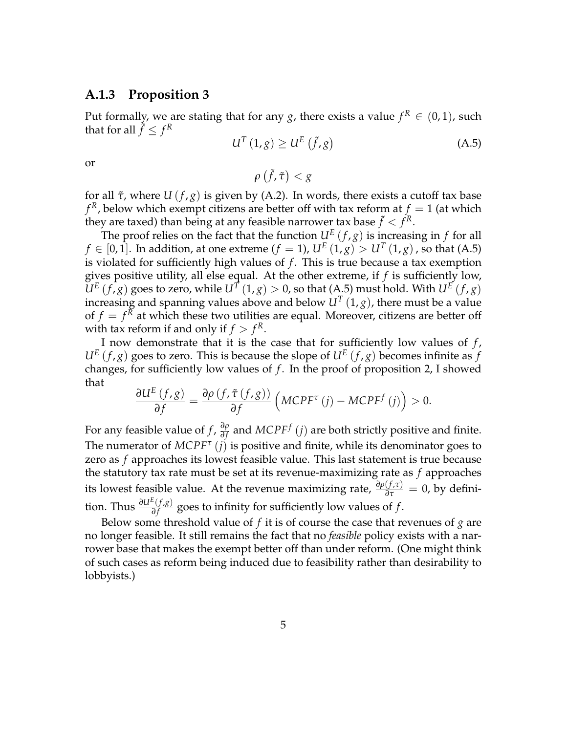### A.1.3 Proposition 3

Put formally, we are stating that for any $g$, there exists a value $f^R \in (0,1)$, such that for all $\tilde{f} \leq f^R$

$$U^T(1,g) \geq U^E(\tilde{f},g) \tag{A.5}$$

or

$$\rho(\tilde{f},\tilde{\tau}) < g$$

for all $\tilde{\tau}$, where $U(f,g)$ is given by (A.2). In words, there exists a cutoff tax base $f^R$, below which exempt citizens are better off with tax reform at $f=1$ (at which they are taxed) than being at any feasible narrower tax base $\tilde{f} < f^R$.

The proof relies on the fact that the function $U^E(f,g)$ is increasing in $f$ for all $f \in [0,1]$. In addition, at one extreme ($f=1$), $U^E(1,g) > U^T(1,g)$, so that (A.5) is violated for sufficiently high values of $f$. This is true because a tax exemption gives positive utility, all else equal. At the other extreme, if $f$ is sufficiently low, $U^E(f,g)$ goes to zero, while $U^T(1,g) > 0$, so that (A.5) must hold. With $U^E(f,g)$ increasing and spanning values above and below $U^T(1,g)$, there must be a value of $f = f^R$ at which these two utilities are equal. Moreover, citizens are better off with tax reform if and only if $f > f^R$.

I now demonstrate that it is the case that for sufficiently low values of $f$, $U^E(f,g)$ goes to zero. This is because the slope of $U^E(f,g)$ becomes infinite as $f$ changes, for sufficiently low values of $f$. In the proof of proposition 2, I showed that

$$\frac{\partial U^E(f,g)}{\partial f} = \frac{\partial \rho(f,\tilde{\tau}(f,g))}{\partial f}\left(MCPF^{\tau}(j) - MCPF^{f}(j)\right) > 0.$$

For any feasible value of $f$, $\frac{\partial \rho}{\partial f}$ and $MCPF^f(j)$ are both strictly positive and finite. The numerator of $MCPF^{\tau}(j)$ is positive and finite, while its denominator goes to zero as $f$ approaches its lowest feasible value. This last statement is true because the statutory tax rate must be set at its revenue-maximizing rate as $f$ approaches its lowest feasible value. At the revenue maximizing rate, $\frac{\partial \rho(f,\tau)}{\partial \tau} = 0$, by definition. Thus $\frac{\partial U^E(f,g)}{\partial f}$ goes to infinity for sufficiently low values of $f$.

Below some threshold value of $f$ it is of course the case that revenues of $g$ are no longer feasible. It still remains the fact that no *feasible* policy exists with a narrower base that makes the exempt better off than under reform. (One might think of such cases as reform being induced due to feasibility rather than desirability to lobbyists.)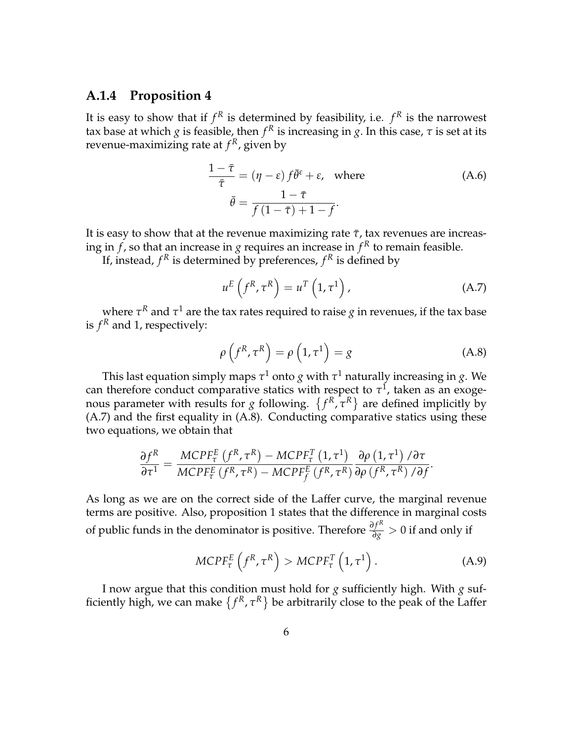### A.1.4 Proposition 4

It is easy to show that if $f^R$ is determined by feasibility, i.e. $f^R$ is the narrowest tax base at which $g$ is feasible, then $f^R$ is increasing in $g$. In this case, $\tau$ is set at its revenue-maximizing rate at $f^R$, given by

$$\frac{1-\bar{\tau}}{\bar{\tau}} = (\eta - \varepsilon) f \bar{\theta}^{\varepsilon} + \varepsilon, \quad \text{where} \qquad \text{(A.6)}$$
$$\bar{\theta} = \frac{1-\bar{\tau}}{f(1-\bar{\tau}) + 1 - f}.$$

It is easy to show that at the revenue maximizing rate $\bar{\tau}$, tax revenues are increasing in $f$, so that an increase in $g$ requires an increase in $f^R$ to remain feasible.

If, instead, $f^R$ is determined by preferences, $f^R$ is defined by

$$u^E\left(f^R, \tau^R\right) = u^T\left(1, \tau^1\right), \qquad \text{(A.7)}$$

where $\tau^R$ and $\tau^1$ are the tax rates required to raise $g$ in revenues, if the tax base is $f^R$ and 1, respectively:

$$\rho\left(f^R, \tau^R\right) = \rho\left(1, \tau^1\right) = g \qquad \text{(A.8)}$$

This last equation simply maps $\tau^1$ onto $g$ with $\tau^1$ naturally increasing in $g$. We can therefore conduct comparative statics with respect to $\tau^1$, taken as an exogenous parameter with results for $g$ following. $\left\{f^R, \tau^R\right\}$ are defined implicitly by (A.7) and the first equality in (A.8). Conducting comparative statics using these two equations, we obtain that

$$\frac{\partial f^R}{\partial \tau^1} = \frac{MCPF_\tau^E\left(f^R, \tau^R\right) - MCPF_\tau^T\left(1, \tau^1\right)}{MCPF_\tau^E\left(f^R, \tau^R\right) - MCPF_f^E\left(f^R, \tau^R\right)} \frac{\partial \rho\left(1, \tau^1\right)/\partial \tau}{\partial \rho\left(f^R, \tau^R\right)/\partial f}.$$

As long as we are on the correct side of the Laffer curve, the marginal revenue terms are positive. Also, proposition 1 states that the difference in marginal costs of public funds in the denominator is positive. Therefore $\frac{\partial f^R}{\partial g} > 0$ if and only if

$$MCPF_\tau^E\left(f^R, \tau^R\right) > MCPF_\tau^T\left(1, \tau^1\right). \qquad \text{(A.9)}$$

I now argue that this condition must hold for $g$ sufficiently high. With $g$ sufficiently high, we can make $\left\{f^R, \tau^R\right\}$ be arbitrarily close to the peak of the Laffer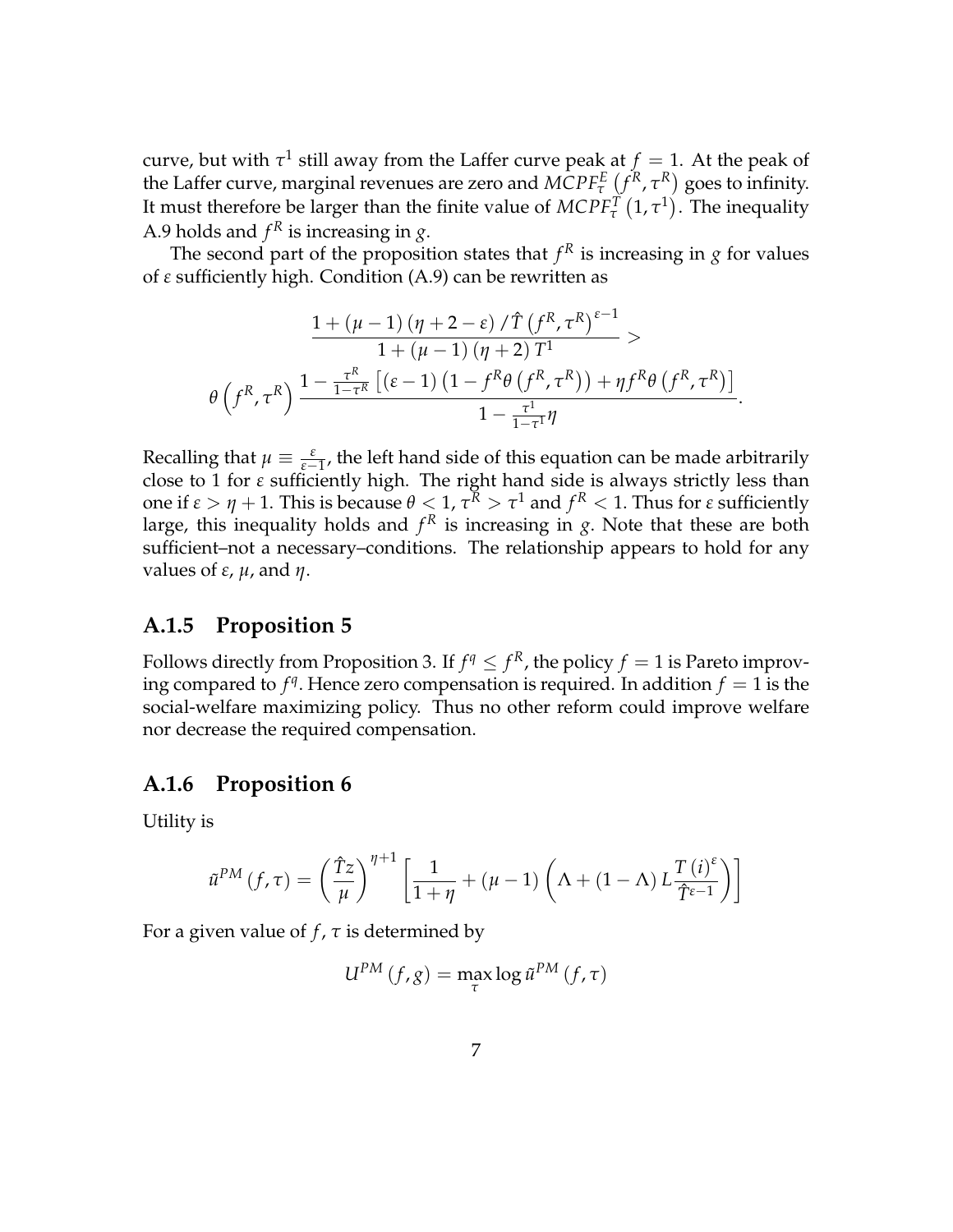curve, but with $\tau^1$ still away from the Laffer curve peak at $f = 1$. At the peak of the Laffer curve, marginal revenues are zero and $MCPF^E_\tau\left(f^R, \tau^R\right)$ goes to infinity. It must therefore be larger than the finite value of $MCPF^T_\tau\left(1, \tau^1\right)$. The inequality A.9 holds and $f^R$ is increasing in $g$.

The second part of the proposition states that $f^R$ is increasing in $g$ for values of $\varepsilon$ sufficiently high. Condition (A.9) can be rewritten as

$$\frac{1 + (\mu - 1)(\eta + 2 - \varepsilon) / \hat{T}\left(f^R, \tau^R\right)^{\varepsilon - 1}}{1 + (\mu - 1)(\eta + 2) T^1} >$$

$$\theta\left(f^R, \tau^R\right) \frac{1 - \frac{\tau^R}{1-\tau^R}\left[(\varepsilon - 1)\left(1 - f^R\theta\left(f^R, \tau^R\right)\right) + \eta f^R \theta\left(f^R, \tau^R\right)\right]}{1 - \frac{\tau^1}{1-\tau^1}\eta}.$$

Recalling that $\mu \equiv \frac{\varepsilon}{\varepsilon - 1}$, the left hand side of this equation can be made arbitrarily close to 1 for $\varepsilon$ sufficiently high. The right hand side is always strictly less than one if $\varepsilon > \eta + 1$. This is because $\theta < 1$, $\tau^R > \tau^1$ and $f^R < 1$. Thus for $\varepsilon$ sufficiently large, this inequality holds and $f^R$ is increasing in $g$. Note that these are both sufficient–not a necessary–conditions. The relationship appears to hold for any values of $\varepsilon$, $\mu$, and $\eta$.

### A.1.5 Proposition 5

Follows directly from Proposition 3. If $f^q \leq f^R$, the policy $f = 1$ is Pareto improving compared to $f^q$. Hence zero compensation is required. In addition $f = 1$ is the social-welfare maximizing policy. Thus no other reform could improve welfare nor decrease the required compensation.

### A.1.6 Proposition 6

Utility is

$$\tilde{u}^{PM}(f, \tau) = \left(\frac{\hat{T}z}{\mu}\right)^{\eta+1}\left[\frac{1}{1+\eta} + (\mu - 1)\left(\Lambda + (1 - \Lambda) L \frac{T(i)^\varepsilon}{\hat{T}^{\varepsilon-1}}\right)\right]$$

For a given value of $f$, $\tau$ is determined by

$$U^{PM}(f, g) = \max_\tau \log \tilde{u}^{PM}(f, \tau)$$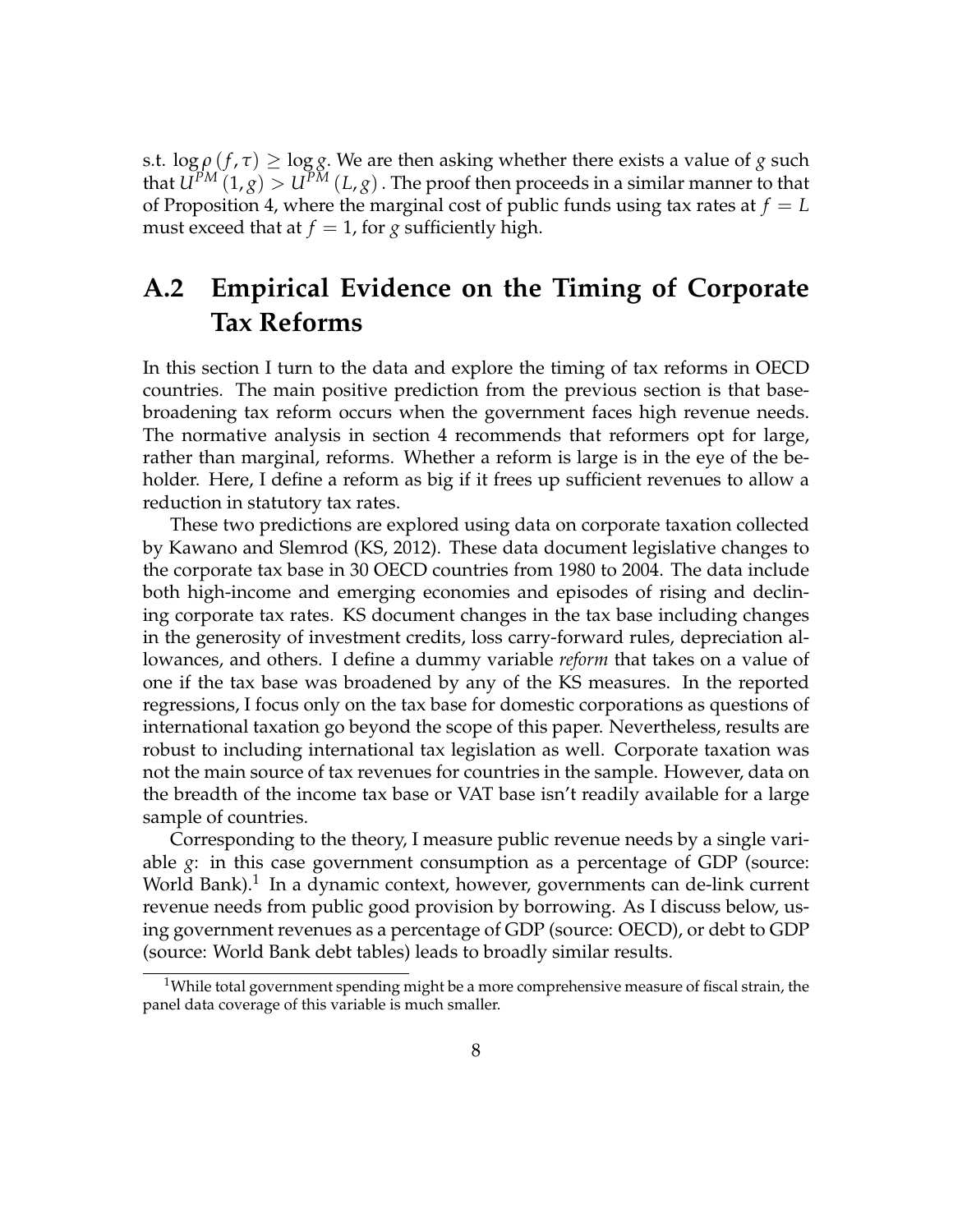s.t. $\log \rho(f, \tau) \geq \log g$. We are then asking whether there exists a value of $g$ such that $U^{PM}(1, g) > U^{PM}(L, g)$. The proof then proceeds in a similar manner to that of Proposition 4, where the marginal cost of public funds using tax rates at $f = L$ must exceed that at $f = 1$, for $g$ sufficiently high.

## A.2 Empirical Evidence on the Timing of Corporate Tax Reforms

In this section I turn to the data and explore the timing of tax reforms in OECD countries. The main positive prediction from the previous section is that base-broadening tax reform occurs when the government faces high revenue needs. The normative analysis in section 4 recommends that reformers opt for large, rather than marginal, reforms. Whether a reform is large is in the eye of the beholder. Here, I define a reform as big if it frees up sufficient revenues to allow a reduction in statutory tax rates.

These two predictions are explored using data on corporate taxation collected by Kawano and Slemrod (KS, 2012). These data document legislative changes to the corporate tax base in 30 OECD countries from 1980 to 2004. The data include both high-income and emerging economies and episodes of rising and declining corporate tax rates. KS document changes in the tax base including changes in the generosity of investment credits, loss carry-forward rules, depreciation allowances, and others. I define a dummy variable *reform* that takes on a value of one if the tax base was broadened by any of the KS measures. In the reported regressions, I focus only on the tax base for domestic corporations as questions of international taxation go beyond the scope of this paper. Nevertheless, results are robust to including international tax legislation as well. Corporate taxation was not the main source of tax revenues for countries in the sample. However, data on the breadth of the income tax base or VAT base isn't readily available for a large sample of countries.

Corresponding to the theory, I measure public revenue needs by a single variable $g$: in this case government consumption as a percentage of GDP (source: World Bank).[1] In a dynamic context, however, governments can de-link current revenue needs from public good provision by borrowing. As I discuss below, using government revenues as a percentage of GDP (source: OECD), or debt to GDP (source: World Bank debt tables) leads to broadly similar results.

[1] While total government spending might be a more comprehensive measure of fiscal strain, the panel data coverage of this variable is much smaller.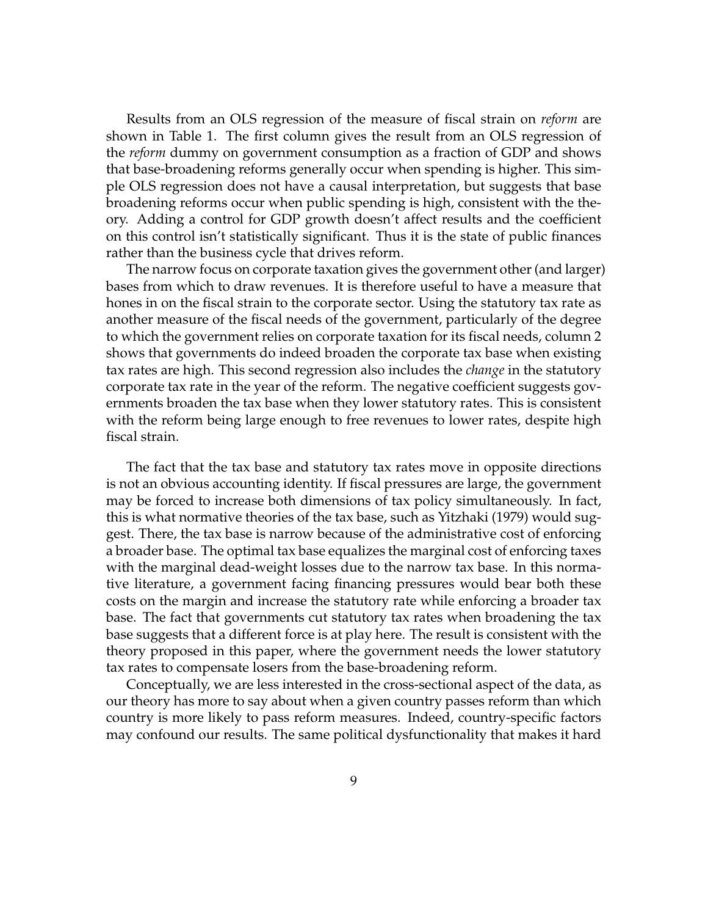Results from an OLS regression of the measure of fiscal strain on *reform* are shown in Table 1. The first column gives the result from an OLS regression of the *reform* dummy on government consumption as a fraction of GDP and shows that base-broadening reforms generally occur when spending is higher. This simple OLS regression does not have a causal interpretation, but suggests that base broadening reforms occur when public spending is high, consistent with the theory. Adding a control for GDP growth doesn't affect results and the coefficient on this control isn't statistically significant. Thus it is the state of public finances rather than the business cycle that drives reform.

The narrow focus on corporate taxation gives the government other (and larger) bases from which to draw revenues. It is therefore useful to have a measure that hones in on the fiscal strain to the corporate sector. Using the statutory tax rate as another measure of the fiscal needs of the government, particularly of the degree to which the government relies on corporate taxation for its fiscal needs, column 2 shows that governments do indeed broaden the corporate tax base when existing tax rates are high. This second regression also includes the *change* in the statutory corporate tax rate in the year of the reform. The negative coefficient suggests governments broaden the tax base when they lower statutory rates. This is consistent with the reform being large enough to free revenues to lower rates, despite high fiscal strain.

The fact that the tax base and statutory tax rates move in opposite directions is not an obvious accounting identity. If fiscal pressures are large, the government may be forced to increase both dimensions of tax policy simultaneously. In fact, this is what normative theories of the tax base, such as Yitzhaki (1979) would suggest. There, the tax base is narrow because of the administrative cost of enforcing a broader base. The optimal tax base equalizes the marginal cost of enforcing taxes with the marginal dead-weight losses due to the narrow tax base. In this normative literature, a government facing financing pressures would bear both these costs on the margin and increase the statutory rate while enforcing a broader tax base. The fact that governments cut statutory tax rates when broadening the tax base suggests that a different force is at play here. The result is consistent with the theory proposed in this paper, where the government needs the lower statutory tax rates to compensate losers from the base-broadening reform.

Conceptually, we are less interested in the cross-sectional aspect of the data, as our theory has more to say about when a given country passes reform than which country is more likely to pass reform measures. Indeed, country-specific factors may confound our results. The same political dysfunctionality that makes it hard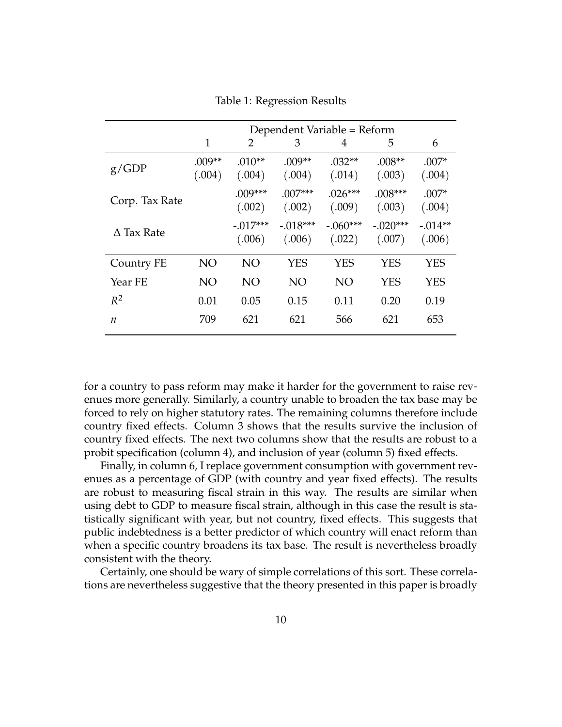Table 1: Regression Results

| | Dependent Variable = Reform | | | | | |
|---|---|---|---|---|---|---|
| | 1 | 2 | 3 | 4 | 5 | 6 |
| g/GDP | .009** | .010** | .009** | .032** | .008** | .007* |
| | (.004) | (.004) | (.004) | (.014) | (.003) | (.004) |
| Corp. Tax Rate | | .009*** | .007*** | .026*** | .008*** | .007* |
| | | (.002) | (.002) | (.009) | (.003) | (.004) |
| $\Delta$ Tax Rate | | -.017*** | -.018*** | -.060*** | -.020*** | -.014** |
| | | (.006) | (.006) | (.022) | (.007) | (.006) |
| Country FE | NO | NO | YES | YES | YES | YES |
| Year FE | NO | NO | NO | NO | YES | YES |
| $R^2$ | 0.01 | 0.05 | 0.15 | 0.11 | 0.20 | 0.19 |
| $n$ | 709 | 621 | 621 | 566 | 621 | 653 |

for a country to pass reform may make it harder for the government to raise revenues more generally. Similarly, a country unable to broaden the tax base may be forced to rely on higher statutory rates. The remaining columns therefore include country fixed effects. Column 3 shows that the results survive the inclusion of country fixed effects. The next two columns show that the results are robust to a probit specification (column 4), and inclusion of year (column 5) fixed effects.

Finally, in column 6, I replace government consumption with government revenues as a percentage of GDP (with country and year fixed effects). The results are robust to measuring fiscal strain in this way. The results are similar when using debt to GDP to measure fiscal strain, although in this case the result is statistically significant with year, but not country, fixed effects. This suggests that public indebtedness is a better predictor of which country will enact reform than when a specific country broadens its tax base. The result is nevertheless broadly consistent with the theory.

Certainly, one should be wary of simple correlations of this sort. These correlations are nevertheless suggestive that the theory presented in this paper is broadly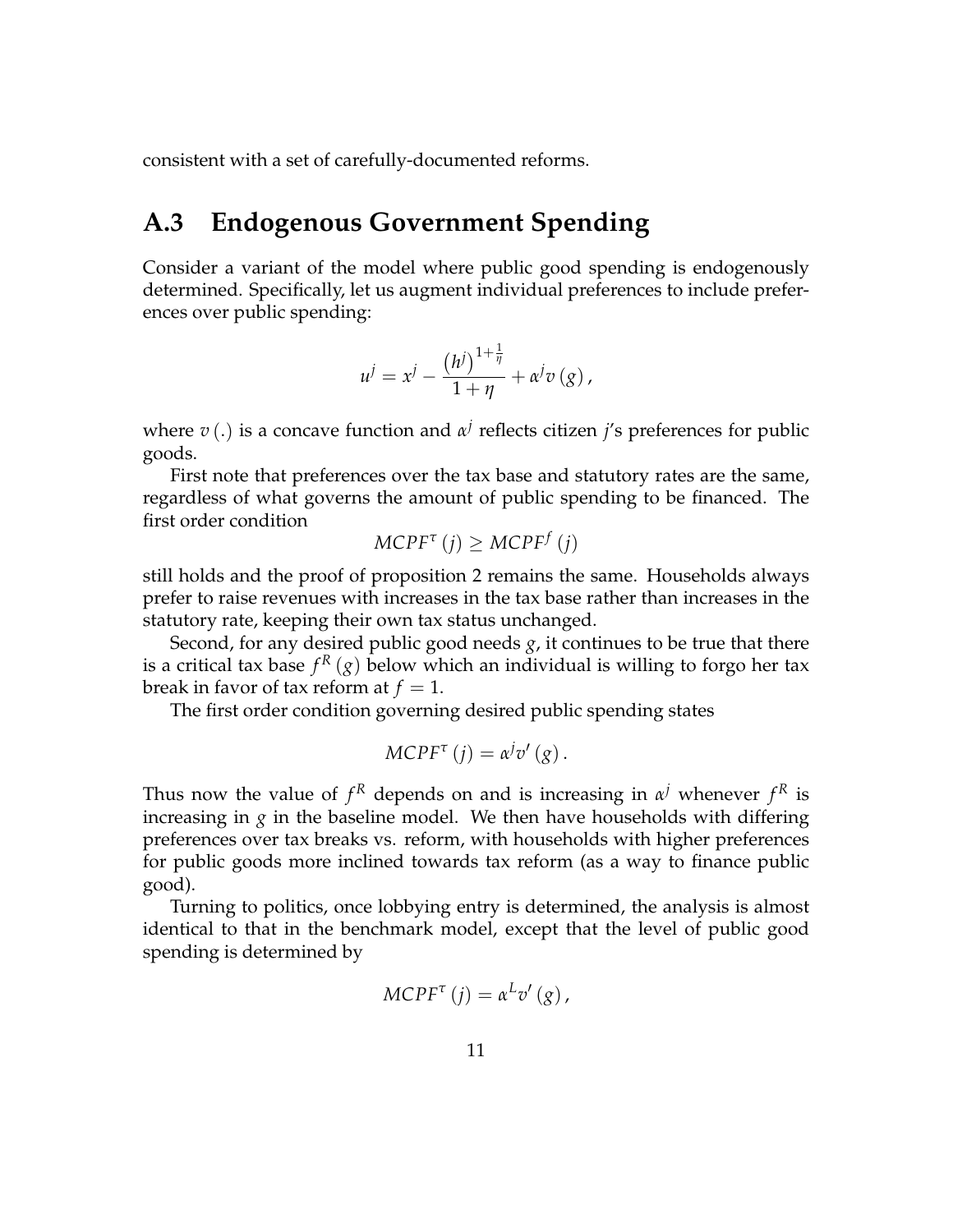consistent with a set of carefully-documented reforms.

## A.3 Endogenous Government Spending

Consider a variant of the model where public good spending is endogenously determined. Specifically, let us augment individual preferences to include preferences over public spending:

$$u^j = x^j - \frac{\left(h^j\right)^{1+\frac{1}{\eta}}}{1+\eta} + \alpha^j v\left(g\right),$$

where $v\left(.\right)$ is a concave function and $\alpha^j$ reflects citizen $j$'s preferences for public goods.

First note that preferences over the tax base and statutory rates are the same, regardless of what governs the amount of public spending to be financed. The first order condition

$$MCPF^{\tau}\left(j\right) \geq MCPF^{f}\left(j\right)$$

still holds and the proof of proposition 2 remains the same. Households always prefer to raise revenues with increases in the tax base rather than increases in the statutory rate, keeping their own tax status unchanged.

Second, for any desired public good needs $g$, it continues to be true that there is a critical tax base $f^R\left(g\right)$ below which an individual is willing to forgo her tax break in favor of tax reform at $f = 1$.

The first order condition governing desired public spending states

$$MCPF^{\tau}\left(j\right) = \alpha^j v'\left(g\right).$$

Thus now the value of $f^R$ depends on and is increasing in $\alpha^j$ whenever $f^R$ is increasing in $g$ in the baseline model. We then have households with differing preferences over tax breaks vs. reform, with households with higher preferences for public goods more inclined towards tax reform (as a way to finance public good).

Turning to politics, once lobbying entry is determined, the analysis is almost identical to that in the benchmark model, except that the level of public good spending is determined by

$$MCPF^{\tau}\left(j\right) = \alpha^L v'\left(g\right),$$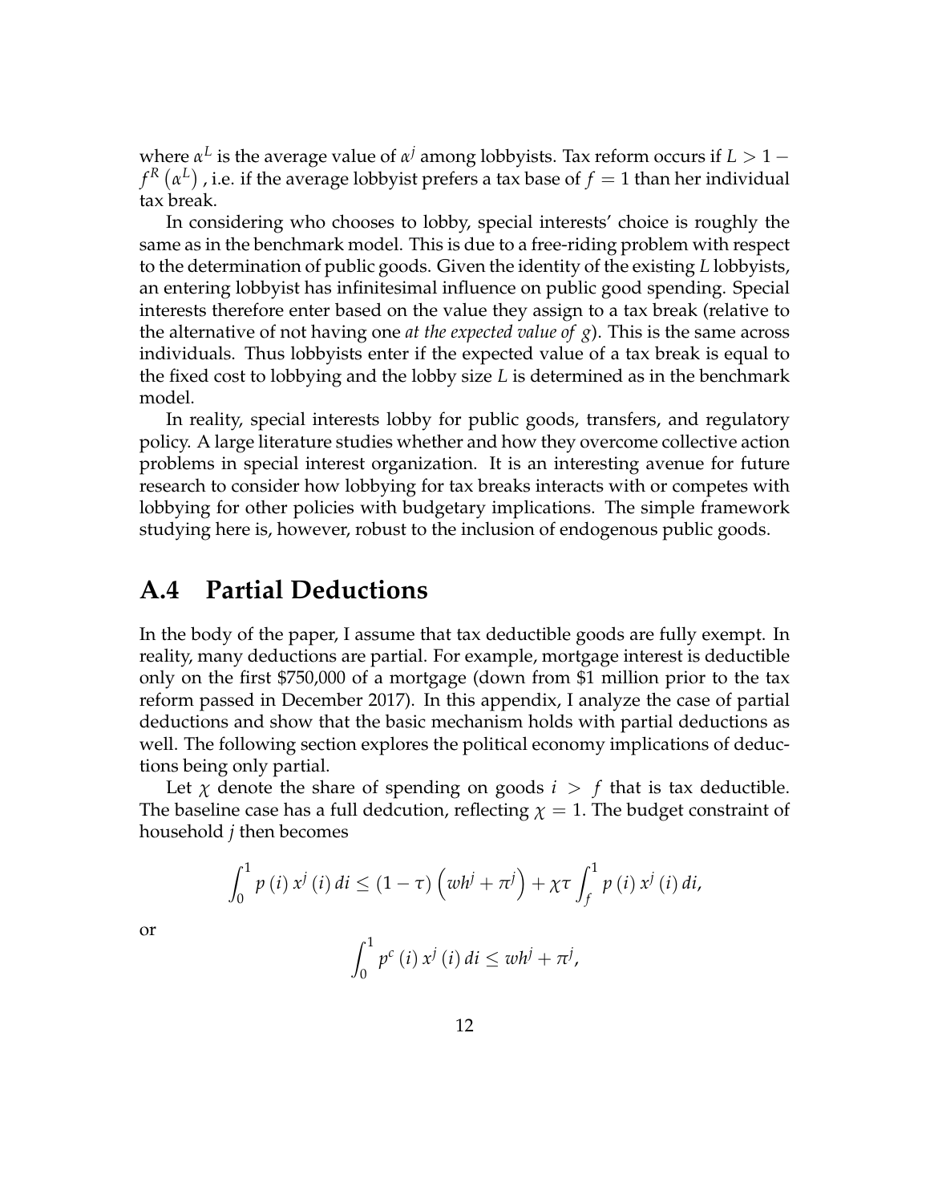where $\alpha^L$ is the average value of $\alpha^j$ among lobbyists. Tax reform occurs if $L > 1 - f^R\left(\alpha^L\right)$ , i.e. if the average lobbyist prefers a tax base of $f = 1$ than her individual tax break.

In considering who chooses to lobby, special interests' choice is roughly the same as in the benchmark model. This is due to a free-riding problem with respect to the determination of public goods. Given the identity of the existing $L$ lobbyists, an entering lobbyist has infinitesimal influence on public good spending. Special interests therefore enter based on the value they assign to a tax break (relative to the alternative of not having one *at the expected value of* $g$). This is the same across individuals. Thus lobbyists enter if the expected value of a tax break is equal to the fixed cost to lobbying and the lobby size $L$ is determined as in the benchmark model.

In reality, special interests lobby for public goods, transfers, and regulatory policy. A large literature studies whether and how they overcome collective action problems in special interest organization. It is an interesting avenue for future research to consider how lobbying for tax breaks interacts with or competes with lobbying for other policies with budgetary implications. The simple framework studying here is, however, robust to the inclusion of endogenous public goods.

## A.4 Partial Deductions

In the body of the paper, I assume that tax deductible goods are fully exempt. In reality, many deductions are partial. For example, mortgage interest is deductible only on the first $750,000 of a mortgage (down from $1 million prior to the tax reform passed in December 2017). In this appendix, I analyze the case of partial deductions and show that the basic mechanism holds with partial deductions as well. The following section explores the political economy implications of deductions being only partial.

Let $\chi$ denote the share of spending on goods $i > f$ that is tax deductible. The baseline case has a full dedcution, reflecting $\chi = 1$. The budget constraint of household $j$ then becomes

$$\int_0^1 p\left(i\right) x^j\left(i\right) di \leq \left(1 - \tau\right)\left(wh^j + \pi^j\right) + \chi\tau \int_f^1 p\left(i\right) x^j\left(i\right) di,$$

or

$$\int_0^1 p^c\left(i\right) x^j\left(i\right) di \leq wh^j + \pi^j,$$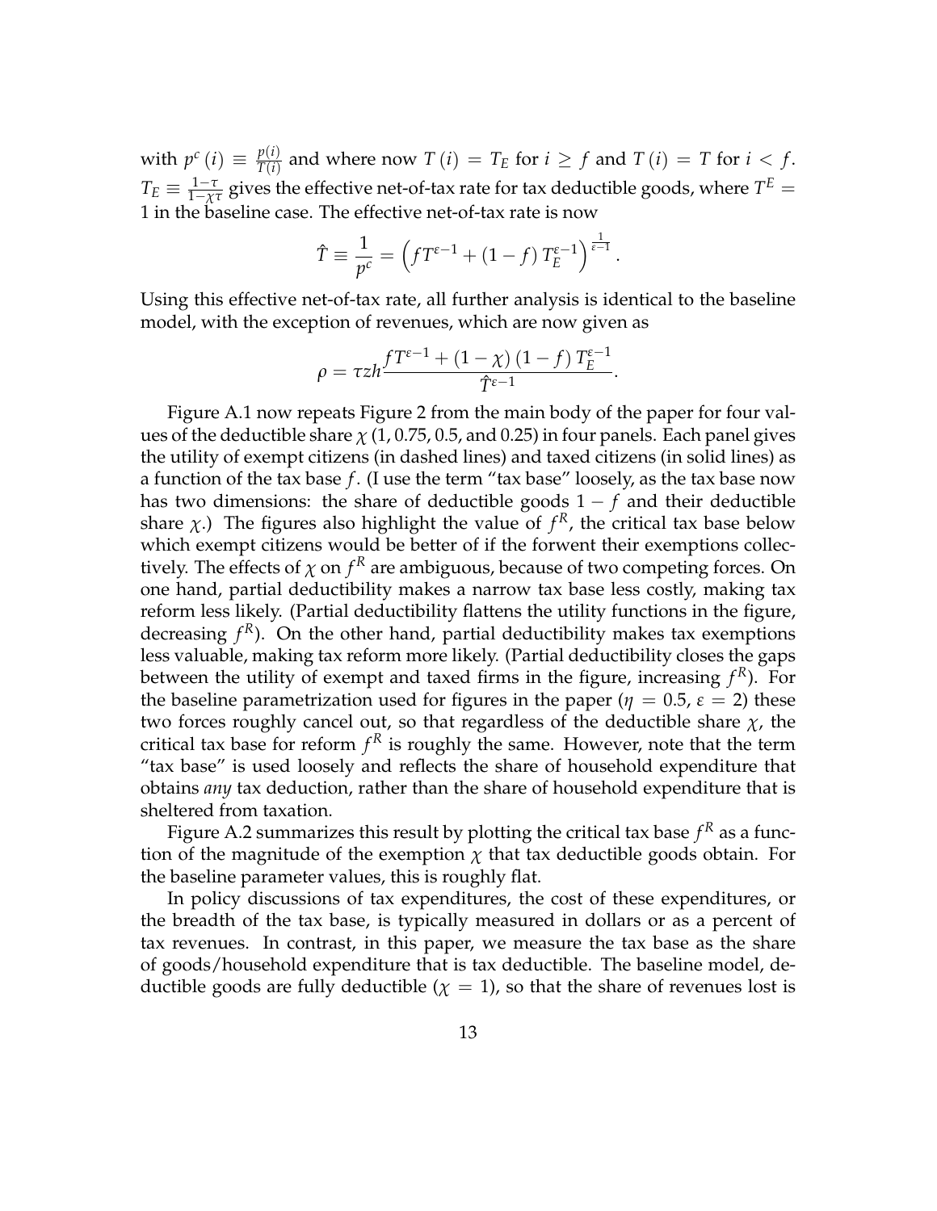with $p^c(i) \equiv \frac{p(i)}{T(i)}$ and where now $T(i) = T_E$ for $i \geq f$ and $T(i) = T$ for $i < f$. $T_E \equiv \frac{1-\tau}{1-\chi\tau}$ gives the effective net-of-tax rate for tax deductible goods, where $T^E = 1$ in the baseline case. The effective net-of-tax rate is now

$$\hat{T} \equiv \frac{1}{p^c} = \left(fT^{\varepsilon-1} + (1-f)\,T_E^{\varepsilon-1}\right)^{\frac{1}{\varepsilon-1}}.$$

Using this effective net-of-tax rate, all further analysis is identical to the baseline model, with the exception of revenues, which are now given as

$$\rho = \tau zh \frac{fT^{\varepsilon-1} + (1-\chi)(1-f)\,T_E^{\varepsilon-1}}{\hat{T}^{\varepsilon-1}}.$$

Figure A.1 now repeats Figure 2 from the main body of the paper for four values of the deductible share $\chi$ (1, 0.75, 0.5, and 0.25) in four panels. Each panel gives the utility of exempt citizens (in dashed lines) and taxed citizens (in solid lines) as a function of the tax base $f$. (I use the term "tax base" loosely, as the tax base now has two dimensions: the share of deductible goods $1-f$ and their deductible share $\chi$.) The figures also highlight the value of $f^R$, the critical tax base below which exempt citizens would be better of if the forwent their exemptions collectively. The effects of $\chi$ on $f^R$ are ambiguous, because of two competing forces. On one hand, partial deductibility makes a narrow tax base less costly, making tax reform less likely. (Partial deductibility flattens the utility functions in the figure, decreasing $f^R$). On the other hand, partial deductibility makes tax exemptions less valuable, making tax reform more likely. (Partial deductibility closes the gaps between the utility of exempt and taxed firms in the figure, increasing $f^R$). For the baseline parametrization used for figures in the paper ($\eta = 0.5$, $\varepsilon = 2$) these two forces roughly cancel out, so that regardless of the deductible share $\chi$, the critical tax base for reform $f^R$ is roughly the same. However, note that the term "tax base" is used loosely and reflects the share of household expenditure that obtains *any* tax deduction, rather than the share of household expenditure that is sheltered from taxation.

Figure A.2 summarizes this result by plotting the critical tax base $f^R$ as a function of the magnitude of the exemption $\chi$ that tax deductible goods obtain. For the baseline parameter values, this is roughly flat.

In policy discussions of tax expenditures, the cost of these expenditures, or the breadth of the tax base, is typically measured in dollars or as a percent of tax revenues. In contrast, in this paper, we measure the tax base as the share of goods/household expenditure that is tax deductible. The baseline model, deductible goods are fully deductible ($\chi = 1$), so that the share of revenues lost is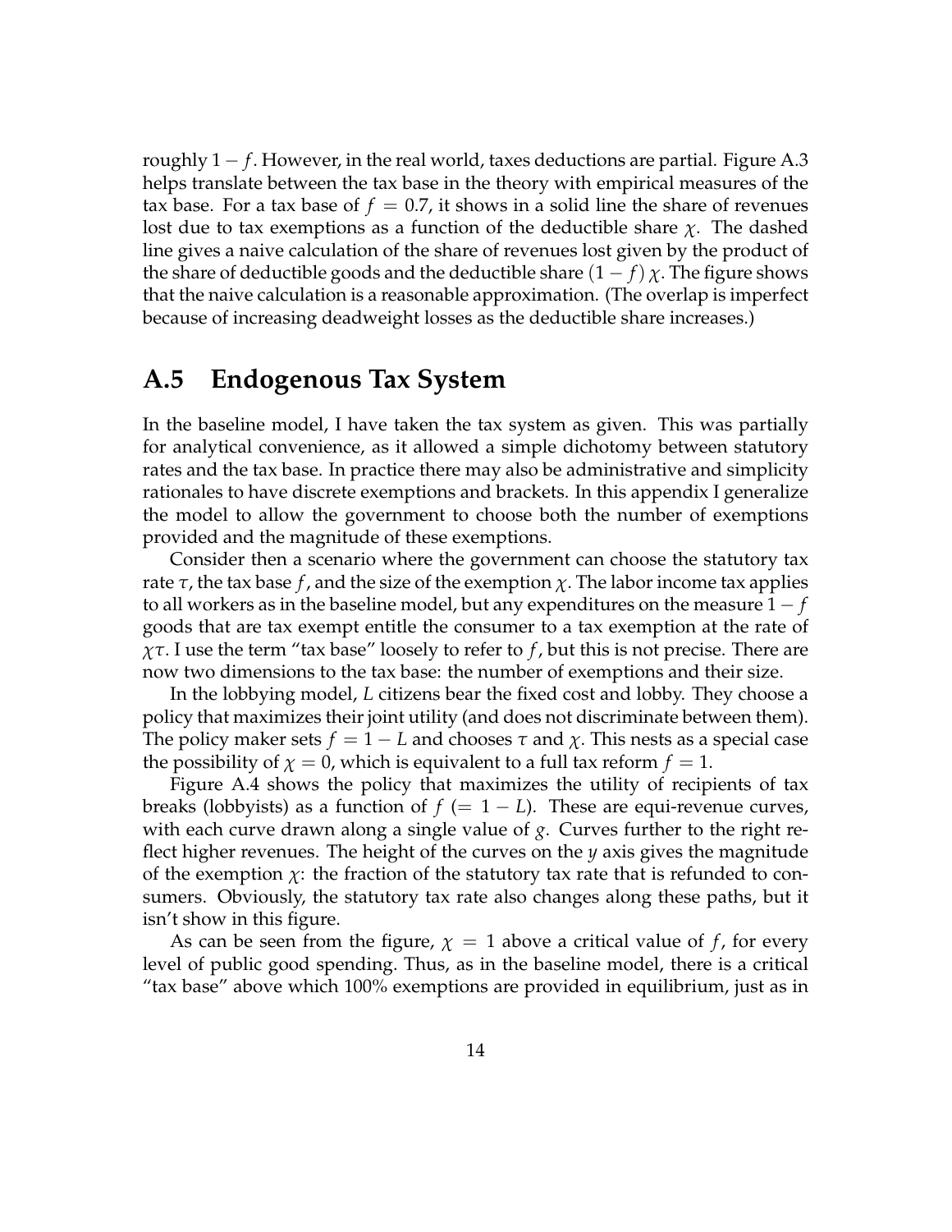roughly $1 - f$. However, in the real world, taxes deductions are partial. Figure A.3 helps translate between the tax base in the theory with empirical measures of the tax base. For a tax base of $f = 0.7$, it shows in a solid line the share of revenues lost due to tax exemptions as a function of the deductible share $\chi$. The dashed line gives a naive calculation of the share of revenues lost given by the product of the share of deductible goods and the deductible share $(1 - f)\chi$. The figure shows that the naive calculation is a reasonable approximation. (The overlap is imperfect because of increasing deadweight losses as the deductible share increases.)

## A.5 Endogenous Tax System

In the baseline model, I have taken the tax system as given. This was partially for analytical convenience, as it allowed a simple dichotomy between statutory rates and the tax base. In practice there may also be administrative and simplicity rationales to have discrete exemptions and brackets. In this appendix I generalize the model to allow the government to choose both the number of exemptions provided and the magnitude of these exemptions.

Consider then a scenario where the government can choose the statutory tax rate $\tau$, the tax base $f$, and the size of the exemption $\chi$. The labor income tax applies to all workers as in the baseline model, but any expenditures on the measure $1 - f$ goods that are tax exempt entitle the consumer to a tax exemption at the rate of $\chi\tau$. I use the term "tax base" loosely to refer to $f$, but this is not precise. There are now two dimensions to the tax base: the number of exemptions and their size.

In the lobbying model, $L$ citizens bear the fixed cost and lobby. They choose a policy that maximizes their joint utility (and does not discriminate between them). The policy maker sets $f = 1 - L$ and chooses $\tau$ and $\chi$. This nests as a special case the possibility of $\chi = 0$, which is equivalent to a full tax reform $f = 1$.

Figure A.4 shows the policy that maximizes the utility of recipients of tax breaks (lobbyists) as a function of $f$ $(= 1 - L)$. These are equi-revenue curves, with each curve drawn along a single value of $g$. Curves further to the right reflect higher revenues. The height of the curves on the $y$ axis gives the magnitude of the exemption $\chi$: the fraction of the statutory tax rate that is refunded to consumers. Obviously, the statutory tax rate also changes along these paths, but it isn't show in this figure.

As can be seen from the figure, $\chi = 1$ above a critical value of $f$, for every level of public good spending. Thus, as in the baseline model, there is a critical "tax base" above which 100% exemptions are provided in equilibrium, just as in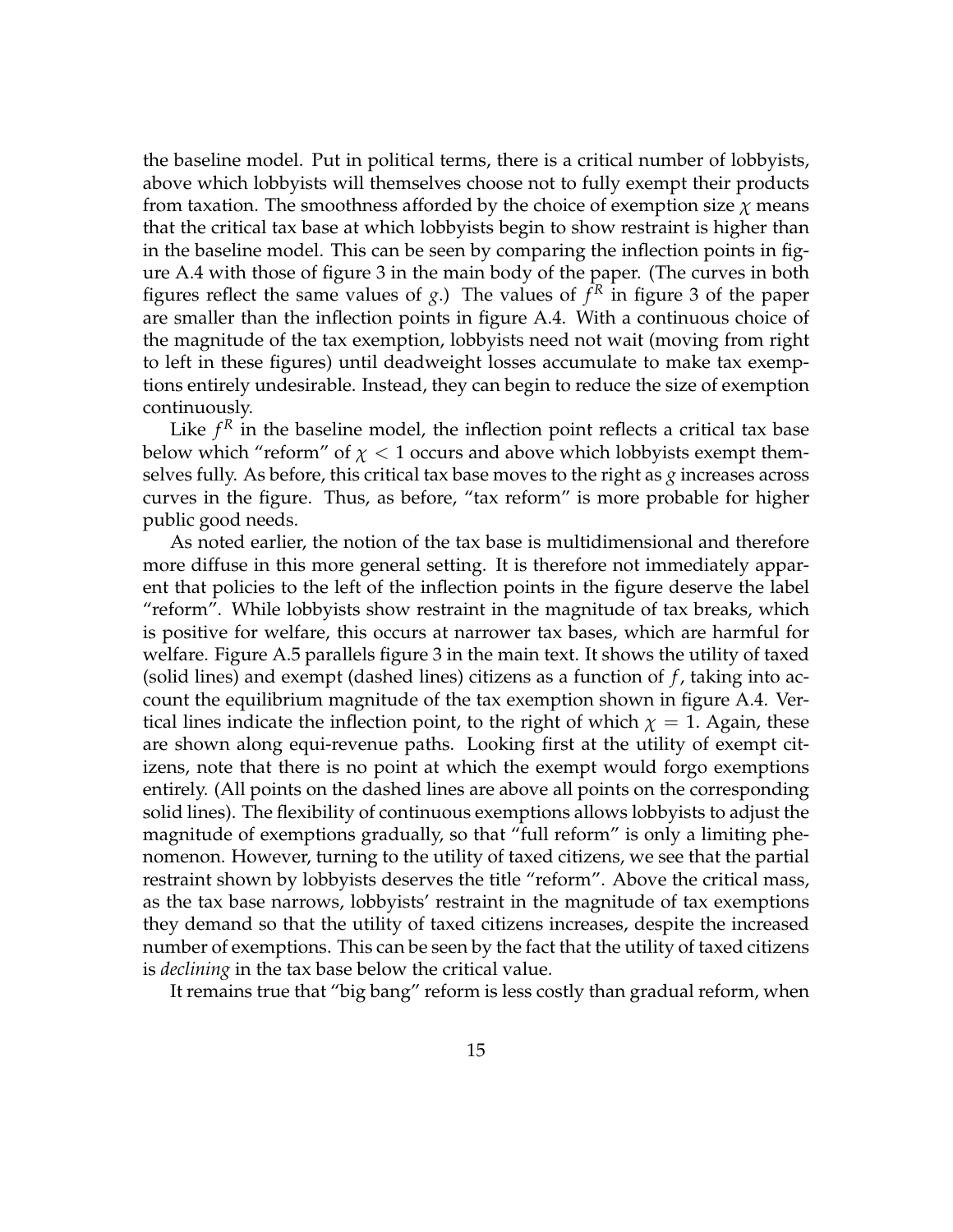the baseline model. Put in political terms, there is a critical number of lobbyists, above which lobbyists will themselves choose not to fully exempt their products from taxation. The smoothness afforded by the choice of exemption size $\chi$ means that the critical tax base at which lobbyists begin to show restraint is higher than in the baseline model. This can be seen by comparing the inflection points in figure A.4 with those of figure 3 in the main body of the paper. (The curves in both figures reflect the same values of $g$.) The values of $f^R$ in figure 3 of the paper are smaller than the inflection points in figure A.4. With a continuous choice of the magnitude of the tax exemption, lobbyists need not wait (moving from right to left in these figures) until deadweight losses accumulate to make tax exemptions entirely undesirable. Instead, they can begin to reduce the size of exemption continuously.

Like $f^R$ in the baseline model, the inflection point reflects a critical tax base below which "reform" of $\chi < 1$ occurs and above which lobbyists exempt themselves fully. As before, this critical tax base moves to the right as $g$ increases across curves in the figure. Thus, as before, "tax reform" is more probable for higher public good needs.

As noted earlier, the notion of the tax base is multidimensional and therefore more diffuse in this more general setting. It is therefore not immediately apparent that policies to the left of the inflection points in the figure deserve the label "reform". While lobbyists show restraint in the magnitude of tax breaks, which is positive for welfare, this occurs at narrower tax bases, which are harmful for welfare. Figure A.5 parallels figure 3 in the main text. It shows the utility of taxed (solid lines) and exempt (dashed lines) citizens as a function of $f$, taking into account the equilibrium magnitude of the tax exemption shown in figure A.4. Vertical lines indicate the inflection point, to the right of which $\chi = 1$. Again, these are shown along equi-revenue paths. Looking first at the utility of exempt citizens, note that there is no point at which the exempt would forgo exemptions entirely. (All points on the dashed lines are above all points on the corresponding solid lines). The flexibility of continuous exemptions allows lobbyists to adjust the magnitude of exemptions gradually, so that "full reform" is only a limiting phenomenon. However, turning to the utility of taxed citizens, we see that the partial restraint shown by lobbyists deserves the title "reform". Above the critical mass, as the tax base narrows, lobbyists' restraint in the magnitude of tax exemptions they demand so that the utility of taxed citizens increases, despite the increased number of exemptions. This can be seen by the fact that the utility of taxed citizens is *declining* in the tax base below the critical value.

It remains true that "big bang" reform is less costly than gradual reform, when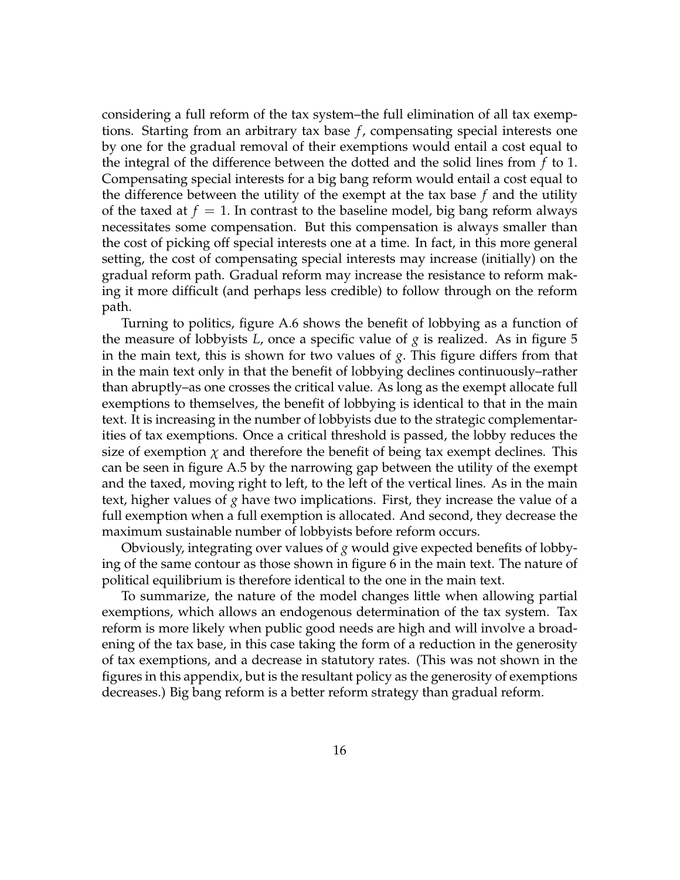considering a full reform of the tax system–the full elimination of all tax exemptions. Starting from an arbitrary tax base $f$, compensating special interests one by one for the gradual removal of their exemptions would entail a cost equal to the integral of the difference between the dotted and the solid lines from $f$ to 1. Compensating special interests for a big bang reform would entail a cost equal to the difference between the utility of the exempt at the tax base $f$ and the utility of the taxed at $f = 1$. In contrast to the baseline model, big bang reform always necessitates some compensation. But this compensation is always smaller than the cost of picking off special interests one at a time. In fact, in this more general setting, the cost of compensating special interests may increase (initially) on the gradual reform path. Gradual reform may increase the resistance to reform making it more difficult (and perhaps less credible) to follow through on the reform path.

Turning to politics, figure A.6 shows the benefit of lobbying as a function of the measure of lobbyists $L$, once a specific value of $g$ is realized. As in figure 5 in the main text, this is shown for two values of $g$. This figure differs from that in the main text only in that the benefit of lobbying declines continuously–rather than abruptly–as one crosses the critical value. As long as the exempt allocate full exemptions to themselves, the benefit of lobbying is identical to that in the main text. It is increasing in the number of lobbyists due to the strategic complementarities of tax exemptions. Once a critical threshold is passed, the lobby reduces the size of exemption $\chi$ and therefore the benefit of being tax exempt declines. This can be seen in figure A.5 by the narrowing gap between the utility of the exempt and the taxed, moving right to left, to the left of the vertical lines. As in the main text, higher values of $g$ have two implications. First, they increase the value of a full exemption when a full exemption is allocated. And second, they decrease the maximum sustainable number of lobbyists before reform occurs.

Obviously, integrating over values of $g$ would give expected benefits of lobbying of the same contour as those shown in figure 6 in the main text. The nature of political equilibrium is therefore identical to the one in the main text.

To summarize, the nature of the model changes little when allowing partial exemptions, which allows an endogenous determination of the tax system. Tax reform is more likely when public good needs are high and will involve a broadening of the tax base, in this case taking the form of a reduction in the generosity of tax exemptions, and a decrease in statutory rates. (This was not shown in the figures in this appendix, but is the resultant policy as the generosity of exemptions decreases.) Big bang reform is a better reform strategy than gradual reform.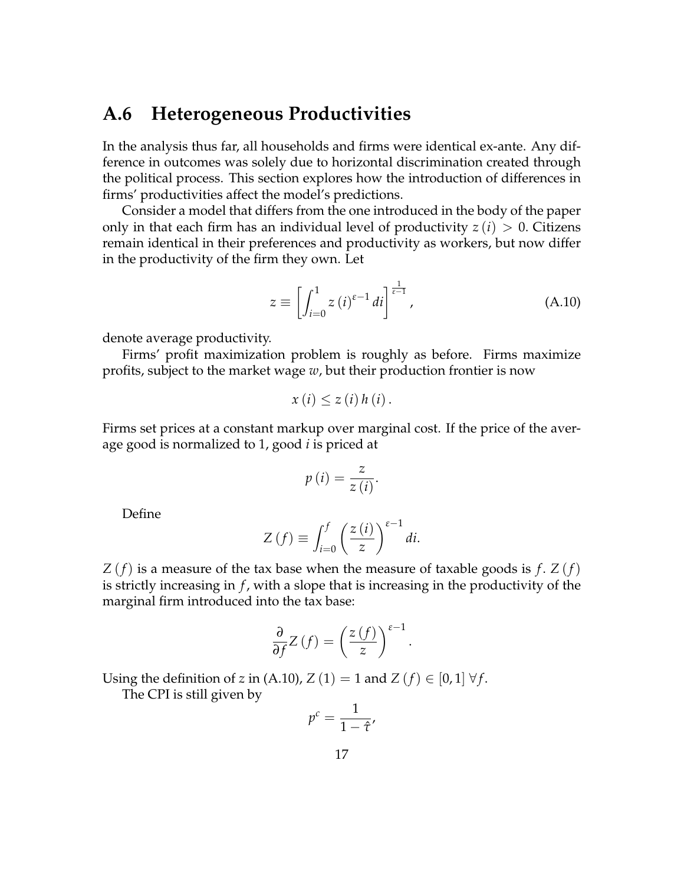## A.6 Heterogeneous Productivities

In the analysis thus far, all households and firms were identical ex-ante. Any difference in outcomes was solely due to horizontal discrimination created through the political process. This section explores how the introduction of differences in firms' productivities affect the model's predictions.

Consider a model that differs from the one introduced in the body of the paper only in that each firm has an individual level of productivity $z(i) > 0$. Citizens remain identical in their preferences and productivity as workers, but now differ in the productivity of the firm they own. Let

$$z \equiv \left[ \int_{i=0}^{1} z(i)^{\varepsilon-1} di \right]^{\frac{1}{\varepsilon-1}}, \tag{A.10}$$

denote average productivity.

Firms' profit maximization problem is roughly as before. Firms maximize profits, subject to the market wage $w$, but their production frontier is now

$$x(i) \leq z(i) h(i).$$

Firms set prices at a constant markup over marginal cost. If the price of the average good is normalized to 1, good $i$ is priced at

$$p(i) = \frac{z}{z(i)}.$$

Define

$$Z(f) \equiv \int_{i=0}^{f} \left( \frac{z(i)}{z} \right)^{\varepsilon-1} di.$$

$Z(f)$ is a measure of the tax base when the measure of taxable goods is $f$. $Z(f)$ is strictly increasing in $f$, with a slope that is increasing in the productivity of the marginal firm introduced into the tax base:

$$\frac{\partial}{\partial f} Z(f) = \left( \frac{z(f)}{z} \right)^{\varepsilon-1}.$$

Using the definition of $z$ in (A.10), $Z(1) = 1$ and $Z(f) \in [0,1]\ \forall f$.

The CPI is still given by

$$p^c = \frac{1}{1-\hat{\tau}},$$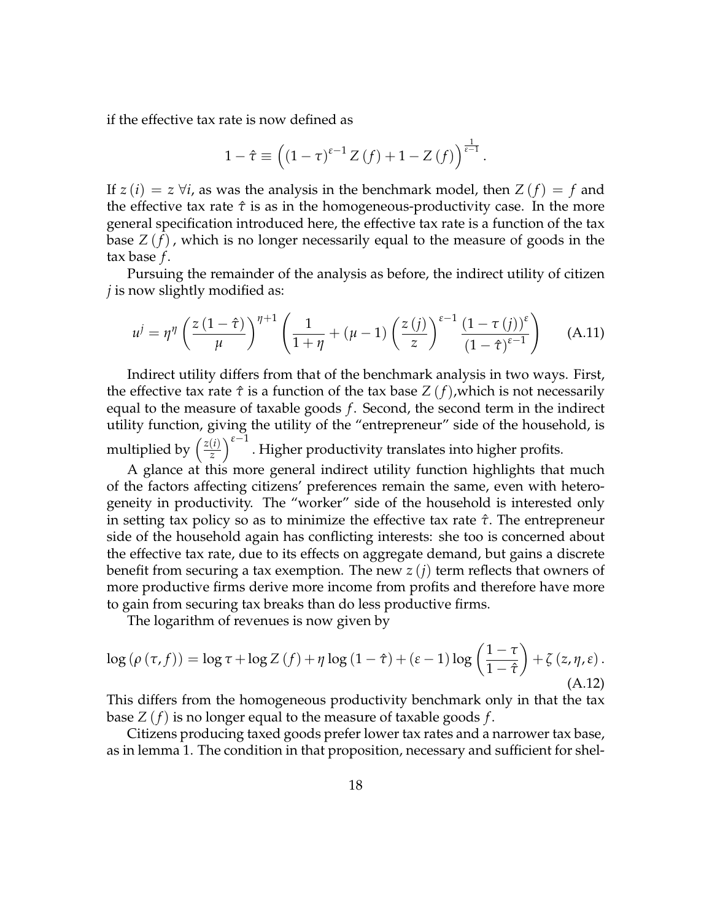if the effective tax rate is now defined as

$$1 - \hat{\tau} \equiv \left( (1-\tau)^{\varepsilon-1} Z(f) + 1 - Z(f) \right)^{\frac{1}{\varepsilon-1}}.$$

If $z(i) = z \ \forall i$, as was the analysis in the benchmark model, then $Z(f) = f$ and the effective tax rate $\hat{\tau}$ is as in the homogeneous-productivity case. In the more general specification introduced here, the effective tax rate is a function of the tax base $Z(f)$, which is no longer necessarily equal to the measure of goods in the tax base $f$.

Pursuing the remainder of the analysis as before, the indirect utility of citizen $j$ is now slightly modified as:

$$u^j = \eta^\eta \left( \frac{z(1-\hat{\tau})}{\mu} \right)^{\eta+1} \left( \frac{1}{1+\eta} + (\mu - 1) \left( \frac{z(j)}{z} \right)^{\varepsilon-1} \frac{(1-\tau(j))^\varepsilon}{(1-\hat{\tau})^{\varepsilon-1}} \right) \tag{A.11}$$

Indirect utility differs from that of the benchmark analysis in two ways. First, the effective tax rate $\hat{\tau}$ is a function of the tax base $Z(f)$,which is not necessarily equal to the measure of taxable goods $f$. Second, the second term in the indirect utility function, giving the utility of the "entrepreneur" side of the household, is multiplied by $\left(\frac{z(i)}{z}\right)^{\varepsilon-1}$. Higher productivity translates into higher profits.

A glance at this more general indirect utility function highlights that much of the factors affecting citizens' preferences remain the same, even with heterogeneity in productivity. The "worker" side of the household is interested only in setting tax policy so as to minimize the effective tax rate $\hat{\tau}$. The entrepreneur side of the household again has conflicting interests: she too is concerned about the effective tax rate, due to its effects on aggregate demand, but gains a discrete benefit from securing a tax exemption. The new $z(j)$ term reflects that owners of more productive firms derive more income from profits and therefore have more to gain from securing tax breaks than do less productive firms.

The logarithm of revenues is now given by

$$\log(\rho(\tau, f)) = \log \tau + \log Z(f) + \eta \log(1-\hat{\tau}) + (\varepsilon - 1) \log \left( \frac{1-\tau}{1-\hat{\tau}} \right) + \zeta(z, \eta, \varepsilon). \tag{A.12}$$

This differs from the homogeneous productivity benchmark only in that the tax base $Z(f)$ is no longer equal to the measure of taxable goods $f$.

Citizens producing taxed goods prefer lower tax rates and a narrower tax base, as in lemma 1. The condition in that proposition, necessary and sufficient for shel-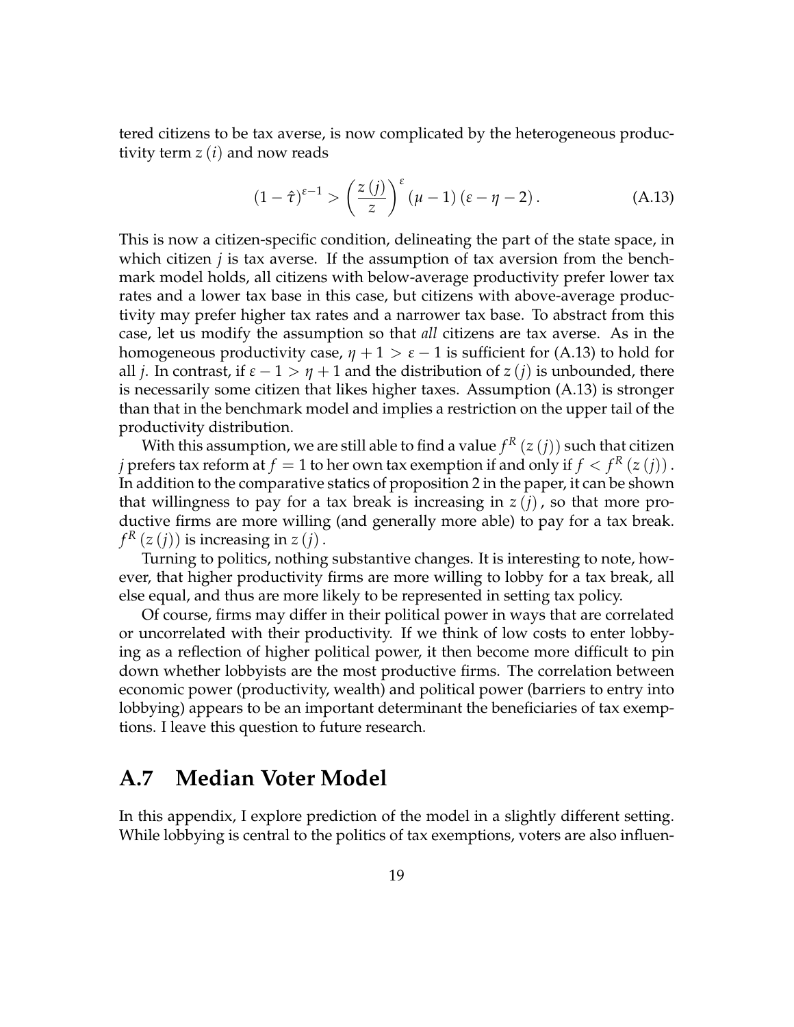tered citizens to be tax averse, is now complicated by the heterogeneous productivity term $z(i)$ and now reads

$$(1-\hat{\tau})^{\varepsilon-1} > \left(\frac{z(j)}{z}\right)^{\varepsilon} (\mu - 1)(\varepsilon - \eta - 2). \tag{A.13}$$

This is now a citizen-specific condition, delineating the part of the state space, in which citizen $j$ is tax averse. If the assumption of tax aversion from the benchmark model holds, all citizens with below-average productivity prefer lower tax rates and a lower tax base in this case, but citizens with above-average productivity may prefer higher tax rates and a narrower tax base. To abstract from this case, let us modify the assumption so that *all* citizens are tax averse. As in the homogeneous productivity case, $\eta + 1 > \varepsilon - 1$ is sufficient for (A.13) to hold for all $j$. In contrast, if $\varepsilon - 1 > \eta + 1$ and the distribution of $z(j)$ is unbounded, there is necessarily some citizen that likes higher taxes. Assumption (A.13) is stronger than that in the benchmark model and implies a restriction on the upper tail of the productivity distribution.

With this assumption, we are still able to find a value $f^R(z(j))$ such that citizen $j$ prefers tax reform at $f = 1$ to her own tax exemption if and only if $f < f^R(z(j))$. In addition to the comparative statics of proposition 2 in the paper, it can be shown that willingness to pay for a tax break is increasing in $z(j)$, so that more productive firms are more willing (and generally more able) to pay for a tax break. $f^R(z(j))$ is increasing in $z(j)$.

Turning to politics, nothing substantive changes. It is interesting to note, however, that higher productivity firms are more willing to lobby for a tax break, all else equal, and thus are more likely to be represented in setting tax policy.

Of course, firms may differ in their political power in ways that are correlated or uncorrelated with their productivity. If we think of low costs to enter lobbying as a reflection of higher political power, it then become more difficult to pin down whether lobbyists are the most productive firms. The correlation between economic power (productivity, wealth) and political power (barriers to entry into lobbying) appears to be an important determinant the beneficiaries of tax exemptions. I leave this question to future research.

## A.7 Median Voter Model

In this appendix, I explore prediction of the model in a slightly different setting. While lobbying is central to the politics of tax exemptions, voters are also influen-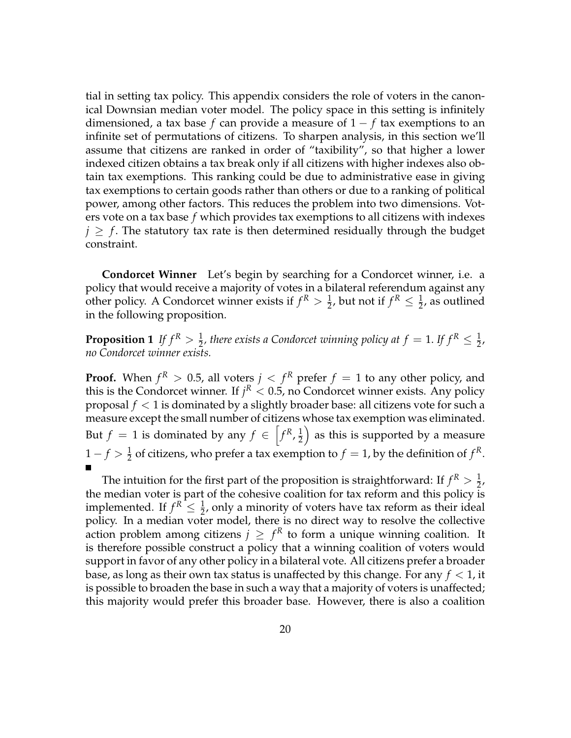tial in setting tax policy. This appendix considers the role of voters in the canonical Downsian median voter model. The policy space in this setting is infinitely dimensioned, a tax base $f$ can provide a measure of $1 - f$ tax exemptions to an infinite set of permutations of citizens. To sharpen analysis, in this section we'll assume that citizens are ranked in order of "taxibility", so that higher a lower indexed citizen obtains a tax break only if all citizens with higher indexes also obtain tax exemptions. This ranking could be due to administrative ease in giving tax exemptions to certain goods rather than others or due to a ranking of political power, among other factors. This reduces the problem into two dimensions. Voters vote on a tax base $f$ which provides tax exemptions to all citizens with indexes $j \geq f$. The statutory tax rate is then determined residually through the budget constraint.

**Condorcet Winner** Let's begin by searching for a Condorcet winner, i.e. a policy that would receive a majority of votes in a bilateral referendum against any other policy. A Condorcet winner exists if $f^R > \frac{1}{2}$, but not if $f^R \leq \frac{1}{2}$, as outlined in the following proposition.

**Proposition 1** *If $f^R > \frac{1}{2}$, there exists a Condorcet winning policy at $f = 1$. If $f^R \leq \frac{1}{2}$, no Condorcet winner exists.*

**Proof.** When $f^R > 0.5$, all voters $j < f^R$ prefer $f = 1$ to any other policy, and this is the Condorcet winner. If $j^R < 0.5$, no Condorcet winner exists. Any policy proposal $f < 1$ is dominated by a slightly broader base: all citizens vote for such a measure except the small number of citizens whose tax exemption was eliminated. But $f = 1$ is dominated by any $f \in \left[f^R, \frac{1}{2}\right)$ as this is supported by a measure $1 - f > \frac{1}{2}$ of citizens, who prefer a tax exemption to $f = 1$, by the definition of $f^R$. ■

The intuition for the first part of the proposition is straightforward: If $f^R > \frac{1}{2}$, the median voter is part of the cohesive coalition for tax reform and this policy is implemented. If $f^R \leq \frac{1}{2}$, only a minority of voters have tax reform as their ideal policy. In a median voter model, there is no direct way to resolve the collective action problem among citizens $j \geq f^R$ to form a unique winning coalition. It is therefore possible construct a policy that a winning coalition of voters would support in favor of any other policy in a bilateral vote. All citizens prefer a broader base, as long as their own tax status is unaffected by this change. For any $f < 1$, it is possible to broaden the base in such a way that a majority of voters is unaffected; this majority would prefer this broader base. However, there is also a coalition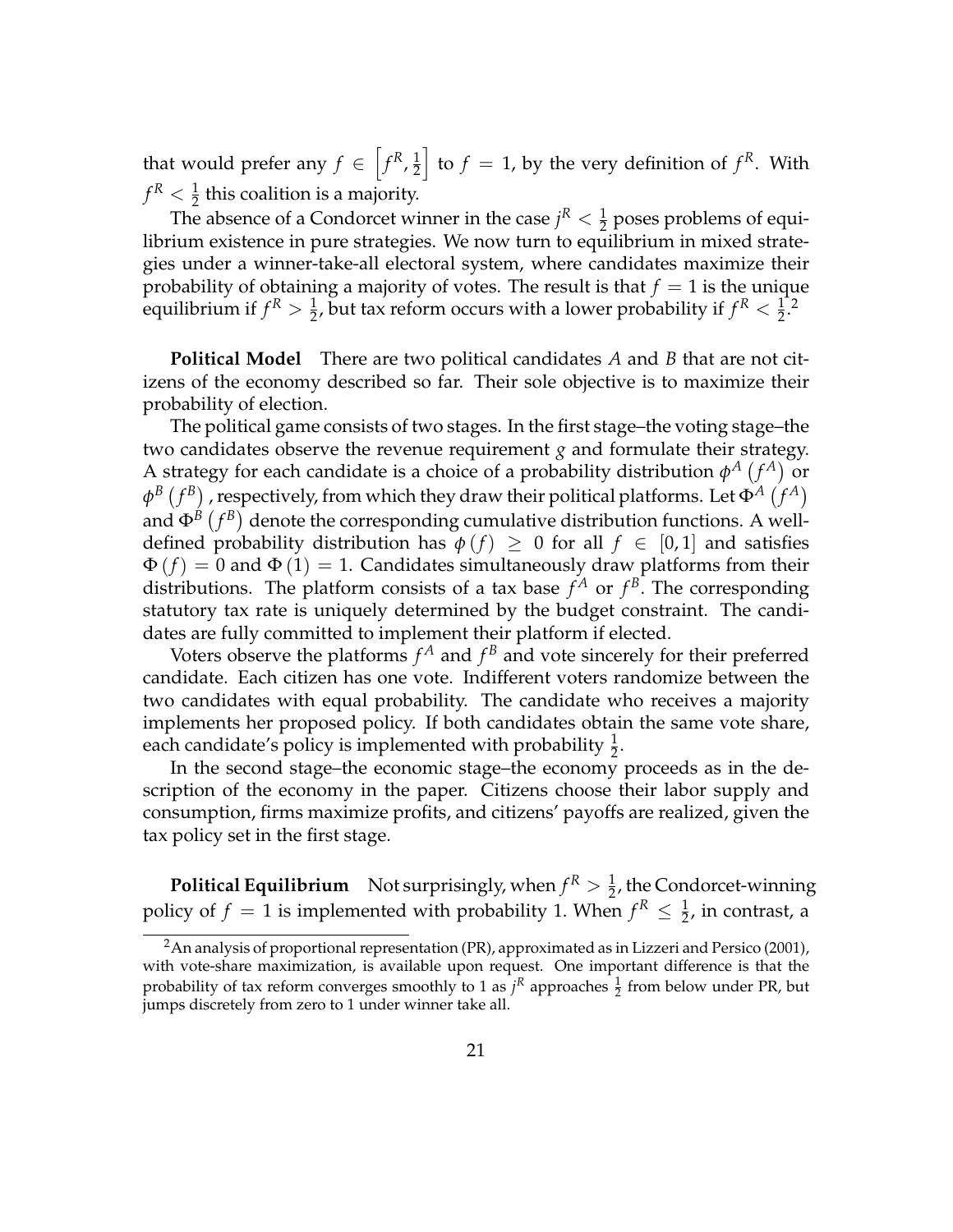that would prefer any $f \in \left[f^R, \frac{1}{2}\right]$ to $f = 1$, by the very definition of $f^R$. With $f^R < \frac{1}{2}$ this coalition is a majority.

The absence of a Condorcet winner in the case $j^R < \frac{1}{2}$ poses problems of equilibrium existence in pure strategies. We now turn to equilibrium in mixed strategies under a winner-take-all electoral system, where candidates maximize their probability of obtaining a majority of votes. The result is that $f = 1$ is the unique equilibrium if $f^R > \frac{1}{2}$, but tax reform occurs with a lower probability if $f^R < \frac{1}{2}$.[2]

**Political Model** There are two political candidates $A$ and $B$ that are not citizens of the economy described so far. Their sole objective is to maximize their probability of election.

The political game consists of two stages. In the first stage–the voting stage–the two candidates observe the revenue requirement $g$ and formulate their strategy. A strategy for each candidate is a choice of a probability distribution $\phi^A\left(f^A\right)$ or $\phi^B\left(f^B\right)$, respectively, from which they draw their political platforms. Let $\Phi^A\left(f^A\right)$ and $\Phi^B\left(f^B\right)$ denote the corresponding cumulative distribution functions. A well-defined probability distribution has $\phi(f) \geq 0$ for all $f \in [0,1]$ and satisfies $\Phi(f) = 0$ and $\Phi(1) = 1$. Candidates simultaneously draw platforms from their distributions. The platform consists of a tax base $f^A$ or $f^B$. The corresponding statutory tax rate is uniquely determined by the budget constraint. The candidates are fully committed to implement their platform if elected.

Voters observe the platforms $f^A$ and $f^B$ and vote sincerely for their preferred candidate. Each citizen has one vote. Indifferent voters randomize between the two candidates with equal probability. The candidate who receives a majority implements her proposed policy. If both candidates obtain the same vote share, each candidate's policy is implemented with probability $\frac{1}{2}$.

In the second stage–the economic stage–the economy proceeds as in the description of the economy in the paper. Citizens choose their labor supply and consumption, firms maximize profits, and citizens' payoffs are realized, given the tax policy set in the first stage.

**Political Equilibrium** Not surprisingly, when $f^R > \frac{1}{2}$, the Condorcet-winning policy of $f = 1$ is implemented with probability 1. When $f^R \leq \frac{1}{2}$, in contrast, a

[2] An analysis of proportional representation (PR), approximated as in Lizzeri and Persico (2001), with vote-share maximization, is available upon request. One important difference is that the probability of tax reform converges smoothly to 1 as $j^R$ approaches $\frac{1}{2}$ from below under PR, but jumps discretely from zero to 1 under winner take all.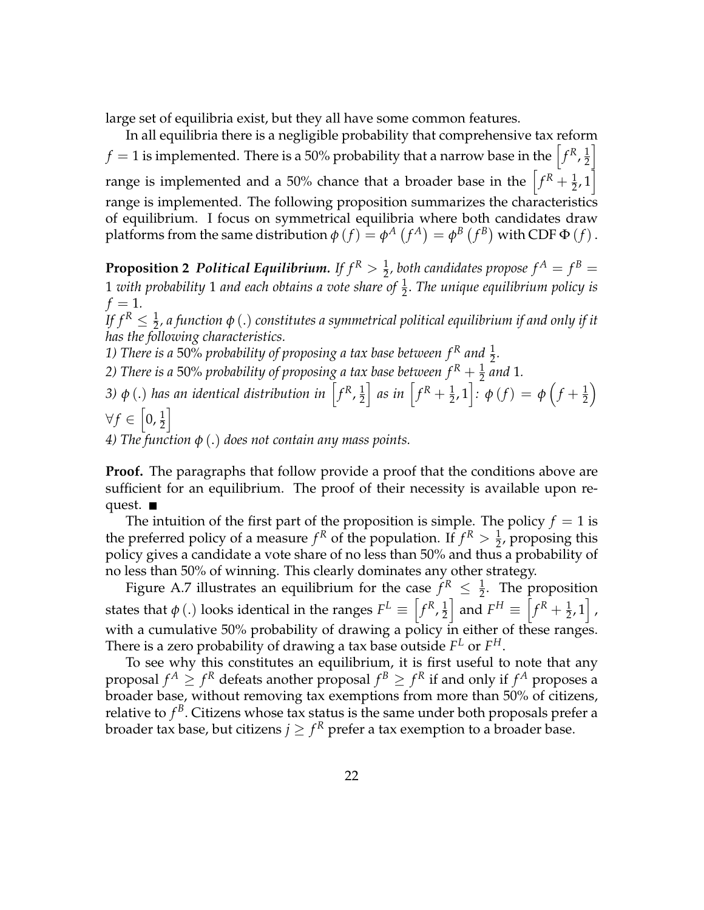large set of equilibria exist, but they all have some common features.

In all equilibria there is a negligible probability that comprehensive tax reform $f = 1$ is implemented. There is a 50% probability that a narrow base in the $\left[f^R, \frac{1}{2}\right]$ range is implemented and a 50% chance that a broader base in the $\left[f^R + \frac{1}{2}, 1\right]$ range is implemented. The following proposition summarizes the characteristics of equilibrium. I focus on symmetrical equilibria where both candidates draw platforms from the same distribution $\phi(f) = \phi^A(f^A) = \phi^B(f^B)$ with CDF $\Phi(f)$.

**Proposition 2** ***Political Equilibrium.*** *If $f^R > \frac{1}{2}$, both candidates propose $f^A = f^B = 1$ with probability 1 and each obtains a vote share of $\frac{1}{2}$. The unique equilibrium policy is $f = 1$.*

*If $f^R \leq \frac{1}{2}$, a function $\phi(.)$ constitutes a symmetrical political equilibrium if and only if it has the following characteristics.*

*1) There is a 50% probability of proposing a tax base between $f^R$ and $\frac{1}{2}$.*

*2) There is a 50% probability of proposing a tax base between $f^R + \frac{1}{2}$ and 1.*

*3) $\phi(.)$ has an identical distribution in $\left[f^R, \frac{1}{2}\right]$ as in $\left[f^R + \frac{1}{2}, 1\right]$: $\phi(f) = \phi\left(f + \frac{1}{2}\right)$ $\forall f \in \left[0, \frac{1}{2}\right]$*

*4) The function $\phi(.)$ does not contain any mass points.*

**Proof.** The paragraphs that follow provide a proof that the conditions above are sufficient for an equilibrium. The proof of their necessity is available upon request. ■

The intuition of the first part of the proposition is simple. The policy $f = 1$ is the preferred policy of a measure $f^R$ of the population. If $f^R > \frac{1}{2}$, proposing this policy gives a candidate a vote share of no less than 50% and thus a probability of no less than 50% of winning. This clearly dominates any other strategy.

Figure A.7 illustrates an equilibrium for the case $f^R \leq \frac{1}{2}$. The proposition states that $\phi(.)$ looks identical in the ranges $F^L \equiv \left[f^R, \frac{1}{2}\right]$ and $F^H \equiv \left[f^R + \frac{1}{2}, 1\right]$, with a cumulative 50% probability of drawing a policy in either of these ranges. There is a zero probability of drawing a tax base outside $F^L$ or $F^H$.

To see why this constitutes an equilibrium, it is first useful to note that any proposal $f^A \geq f^R$ defeats another proposal $f^B \geq f^R$ if and only if $f^A$ proposes a broader base, without removing tax exemptions from more than 50% of citizens, relative to $f^B$. Citizens whose tax status is the same under both proposals prefer a broader tax base, but citizens $j \geq f^R$ prefer a tax exemption to a broader base.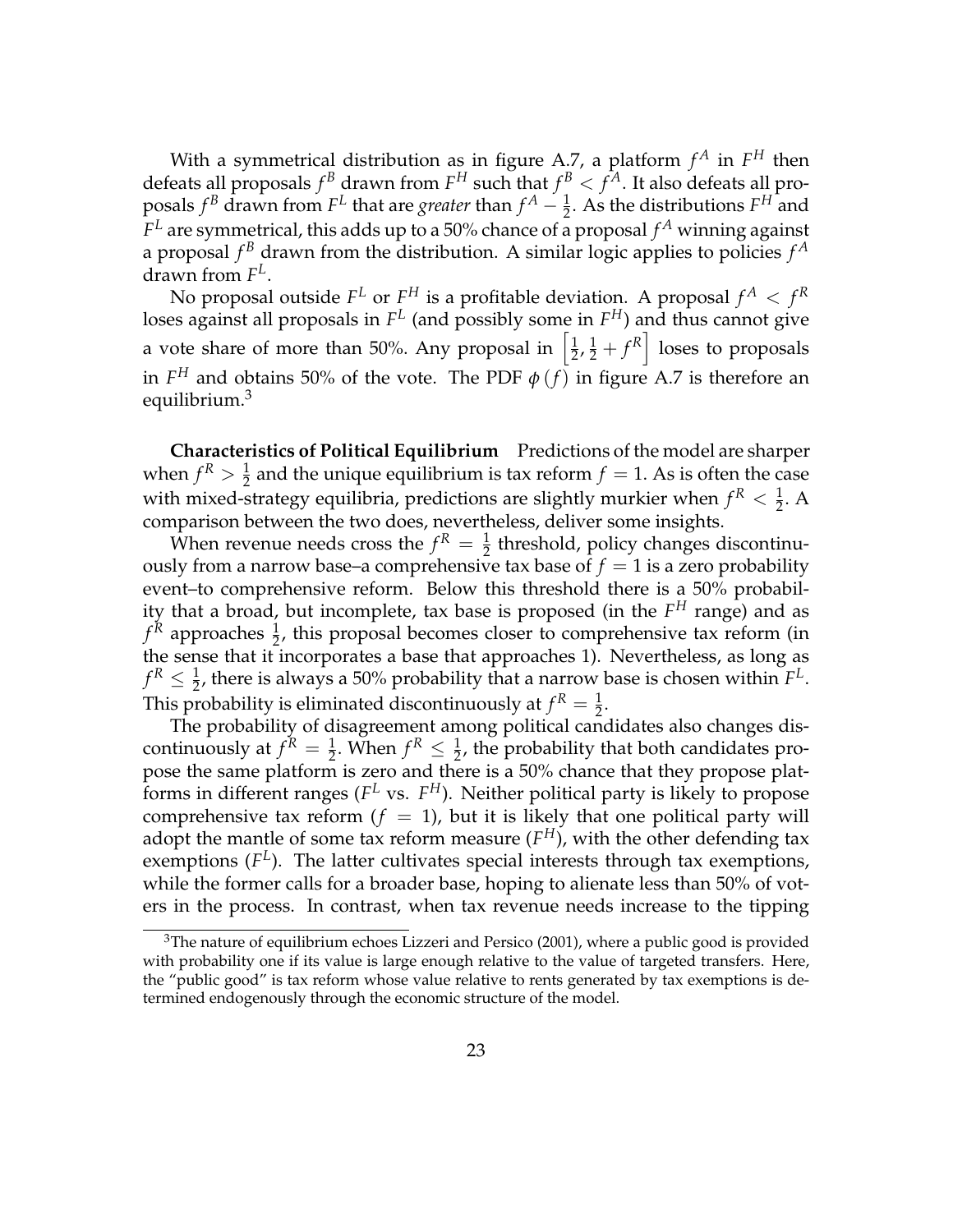With a symmetrical distribution as in figure A.7, a platform $f^A$ in $F^H$ then defeats all proposals $f^B$ drawn from $F^H$ such that $f^B < f^A$. It also defeats all proposals $f^B$ drawn from $F^L$ that are *greater* than $f^A - \frac{1}{2}$. As the distributions $F^H$ and $F^L$ are symmetrical, this adds up to a 50% chance of a proposal $f^A$ winning against a proposal $f^B$ drawn from the distribution. A similar logic applies to policies $f^A$ drawn from $F^L$.

No proposal outside $F^L$ or $F^H$ is a profitable deviation. A proposal $f^A < f^R$ loses against all proposals in $F^L$ (and possibly some in $F^H$) and thus cannot give a vote share of more than 50%. Any proposal in $\left[\frac{1}{2}, \frac{1}{2} + f^R\right]$ loses to proposals in $F^H$ and obtains 50% of the vote. The PDF $\phi(f)$ in figure A.7 is therefore an equilibrium.[3]

**Characteristics of Political Equilibrium** Predictions of the model are sharper when $f^R > \frac{1}{2}$ and the unique equilibrium is tax reform $f = 1$. As is often the case with mixed-strategy equilibria, predictions are slightly murkier when $f^R < \frac{1}{2}$. A comparison between the two does, nevertheless, deliver some insights.

When revenue needs cross the $f^R = \frac{1}{2}$ threshold, policy changes discontinuously from a narrow base–a comprehensive tax base of $f = 1$ is a zero probability event–to comprehensive reform. Below this threshold there is a 50% probability that a broad, but incomplete, tax base is proposed (in the $F^H$ range) and as $f^R$ approaches $\frac{1}{2}$, this proposal becomes closer to comprehensive tax reform (in the sense that it incorporates a base that approaches 1). Nevertheless, as long as $f^R \leq \frac{1}{2}$, there is always a 50% probability that a narrow base is chosen within $F^L$. This probability is eliminated discontinuously at $f^R = \frac{1}{2}$.

The probability of disagreement among political candidates also changes discontinuously at $f^R = \frac{1}{2}$. When $f^R \leq \frac{1}{2}$, the probability that both candidates propose the same platform is zero and there is a 50% chance that they propose platforms in different ranges ($F^L$ vs. $F^H$). Neither political party is likely to propose comprehensive tax reform ($f = 1$), but it is likely that one political party will adopt the mantle of some tax reform measure ($F^H$), with the other defending tax exemptions ($F^L$). The latter cultivates special interests through tax exemptions, while the former calls for a broader base, hoping to alienate less than 50% of voters in the process. In contrast, when tax revenue needs increase to the tipping

[3] The nature of equilibrium echoes Lizzeri and Persico (2001), where a public good is provided with probability one if its value is large enough relative to the value of targeted transfers. Here, the "public good" is tax reform whose value relative to rents generated by tax exemptions is determined endogenously through the economic structure of the model.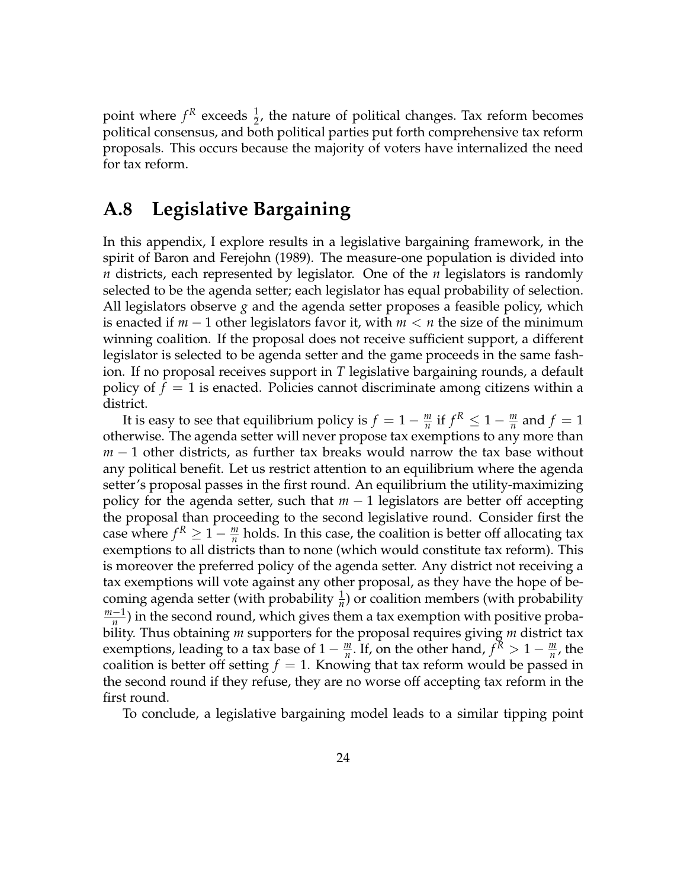point where $f^R$ exceeds $\frac{1}{2}$, the nature of political changes. Tax reform becomes political consensus, and both political parties put forth comprehensive tax reform proposals. This occurs because the majority of voters have internalized the need for tax reform.

## A.8 Legislative Bargaining

In this appendix, I explore results in a legislative bargaining framework, in the spirit of Baron and Ferejohn (1989). The measure-one population is divided into $n$ districts, each represented by legislator. One of the $n$ legislators is randomly selected to be the agenda setter; each legislator has equal probability of selection. All legislators observe $g$ and the agenda setter proposes a feasible policy, which is enacted if $m-1$ other legislators favor it, with $m < n$ the size of the minimum winning coalition. If the proposal does not receive sufficient support, a different legislator is selected to be agenda setter and the game proceeds in the same fashion. If no proposal receives support in $T$ legislative bargaining rounds, a default policy of $f = 1$ is enacted. Policies cannot discriminate among citizens within a district.

It is easy to see that equilibrium policy is $f = 1 - \frac{m}{n}$ if $f^R \leq 1 - \frac{m}{n}$ and $f = 1$ otherwise. The agenda setter will never propose tax exemptions to any more than $m-1$ other districts, as further tax breaks would narrow the tax base without any political benefit. Let us restrict attention to an equilibrium where the agenda setter's proposal passes in the first round. An equilibrium the utility-maximizing policy for the agenda setter, such that $m-1$ legislators are better off accepting the proposal than proceeding to the second legislative round. Consider first the case where $f^R \geq 1 - \frac{m}{n}$ holds. In this case, the coalition is better off allocating tax exemptions to all districts than to none (which would constitute tax reform). This is moreover the preferred policy of the agenda setter. Any district not receiving a tax exemptions will vote against any other proposal, as they have the hope of becoming agenda setter (with probability $\frac{1}{n}$) or coalition members (with probability $\frac{m-1}{n}$) in the second round, which gives them a tax exemption with positive probability. Thus obtaining $m$ supporters for the proposal requires giving $m$ district tax exemptions, leading to a tax base of $1 - \frac{m}{n}$. If, on the other hand, $f^R > 1 - \frac{m}{n}$, the coalition is better off setting $f = 1$. Knowing that tax reform would be passed in the second round if they refuse, they are no worse off accepting tax reform in the first round.

To conclude, a legislative bargaining model leads to a similar tipping point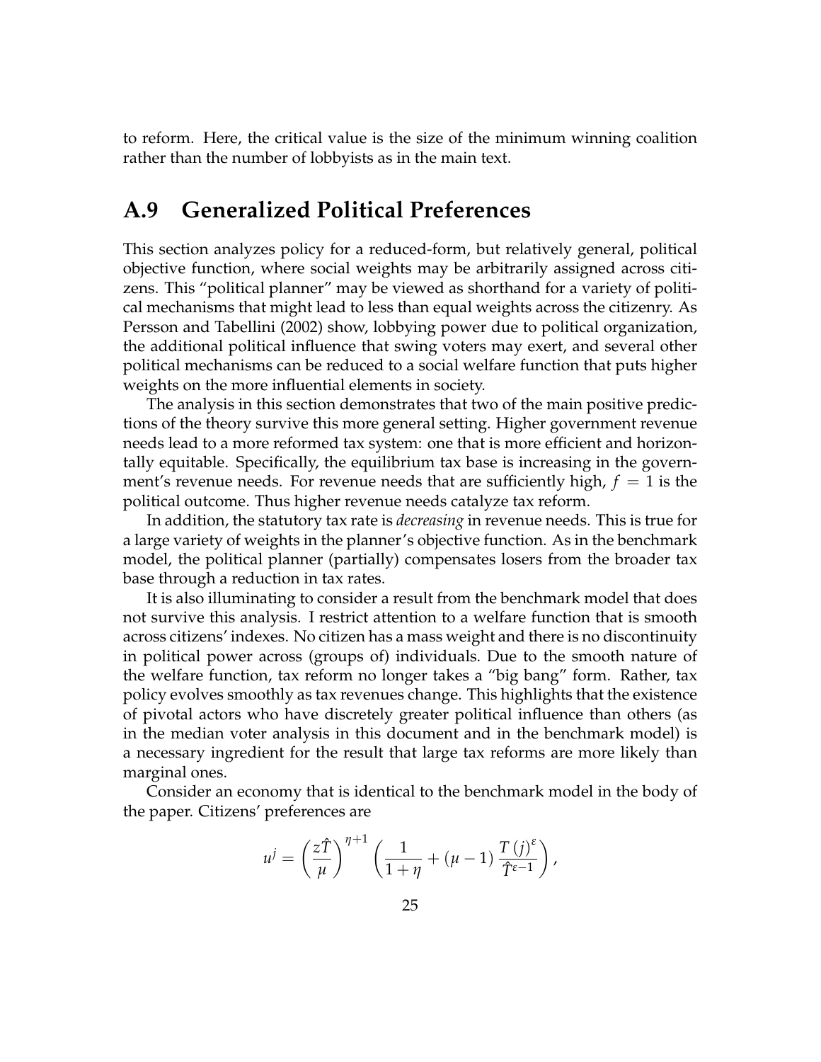to reform. Here, the critical value is the size of the minimum winning coalition rather than the number of lobbyists as in the main text.

## A.9 Generalized Political Preferences

This section analyzes policy for a reduced-form, but relatively general, political objective function, where social weights may be arbitrarily assigned across citizens. This "political planner" may be viewed as shorthand for a variety of political mechanisms that might lead to less than equal weights across the citizenry. As Persson and Tabellini (2002) show, lobbying power due to political organization, the additional political influence that swing voters may exert, and several other political mechanisms can be reduced to a social welfare function that puts higher weights on the more influential elements in society.

The analysis in this section demonstrates that two of the main positive predictions of the theory survive this more general setting. Higher government revenue needs lead to a more reformed tax system: one that is more efficient and horizontally equitable. Specifically, the equilibrium tax base is increasing in the government's revenue needs. For revenue needs that are sufficiently high, $f = 1$ is the political outcome. Thus higher revenue needs catalyze tax reform.

In addition, the statutory tax rate is *decreasing* in revenue needs. This is true for a large variety of weights in the planner's objective function. As in the benchmark model, the political planner (partially) compensates losers from the broader tax base through a reduction in tax rates.

It is also illuminating to consider a result from the benchmark model that does not survive this analysis. I restrict attention to a welfare function that is smooth across citizens' indexes. No citizen has a mass weight and there is no discontinuity in political power across (groups of) individuals. Due to the smooth nature of the welfare function, tax reform no longer takes a "big bang" form. Rather, tax policy evolves smoothly as tax revenues change. This highlights that the existence of pivotal actors who have discretely greater political influence than others (as in the median voter analysis in this document and in the benchmark model) is a necessary ingredient for the result that large tax reforms are more likely than marginal ones.

Consider an economy that is identical to the benchmark model in the body of the paper. Citizens' preferences are

$$u^j = \left(\frac{z\hat{T}}{\mu}\right)^{\eta+1}\left(\frac{1}{1+\eta} + (\mu - 1)\frac{T(j)^{\varepsilon}}{\hat{T}^{\varepsilon-1}}\right),$$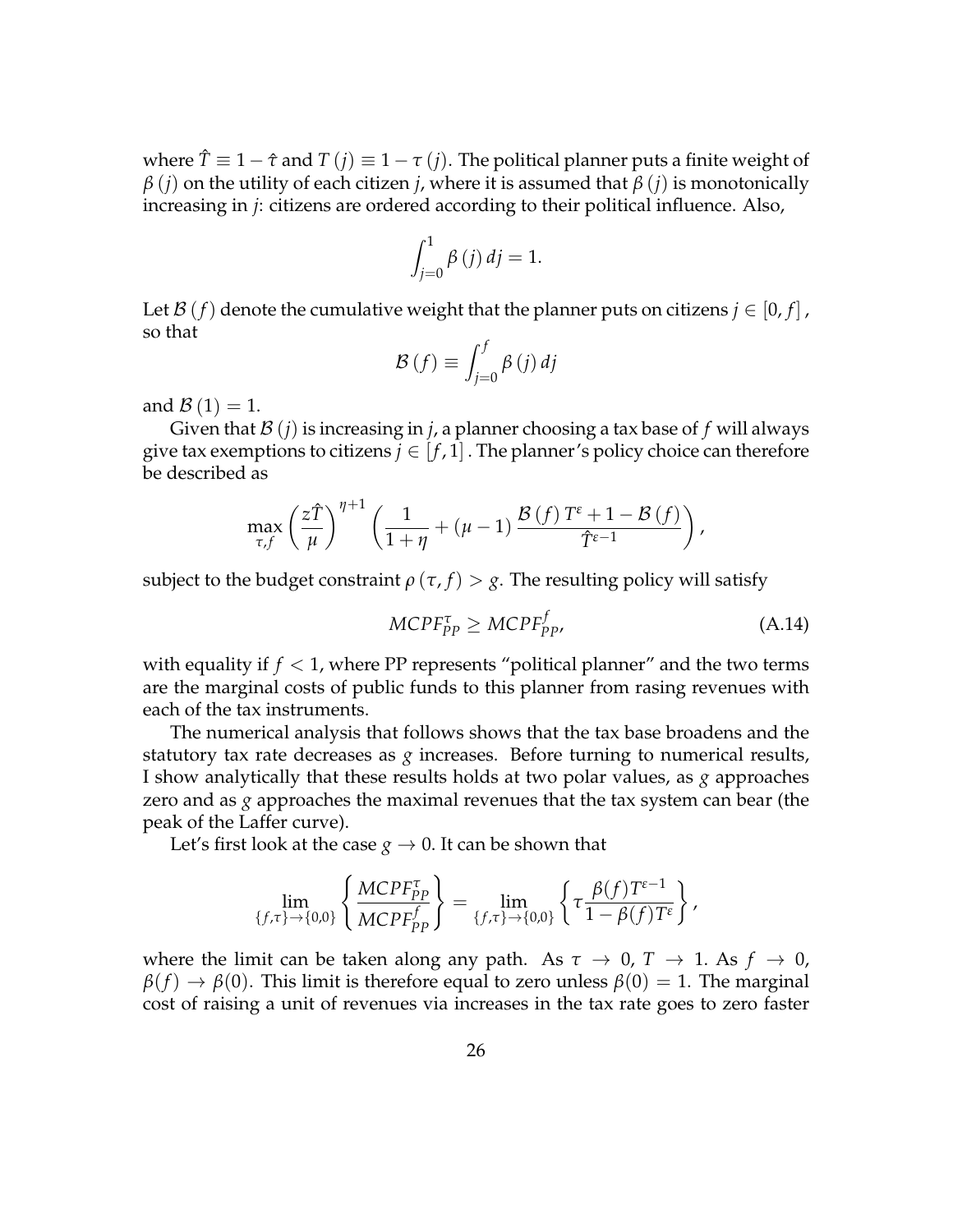where $\hat{T} \equiv 1 - \hat{\tau}$ and $T(j) \equiv 1 - \tau(j)$. The political planner puts a finite weight of $\beta(j)$ on the utility of each citizen $j$, where it is assumed that $\beta(j)$ is monotonically increasing in $j$: citizens are ordered according to their political influence. Also,

$$\int_{j=0}^{1} \beta(j)\, dj = 1.$$

Let $\mathcal{B}(f)$ denote the cumulative weight that the planner puts on citizens $j \in [0, f]$, so that

$$\mathcal{B}(f) \equiv \int_{j=0}^{f} \beta(j)\, dj$$

and $\mathcal{B}(1) = 1$.

Given that $\mathcal{B}(j)$ is increasing in $j$, a planner choosing a tax base of $f$ will always give tax exemptions to citizens $j \in [f, 1]$. The planner's policy choice can therefore be described as

$$\max_{\tau, f} \left(\frac{z\hat{T}}{\mu}\right)^{\eta+1} \left(\frac{1}{1+\eta} + (\mu - 1)\frac{\mathcal{B}(f)\, T^{\varepsilon} + 1 - \mathcal{B}(f)}{\hat{T}^{\varepsilon - 1}}\right),$$

subject to the budget constraint $\rho(\tau, f) > g$. The resulting policy will satisfy

$$MCPF_{PP}^{\tau} \geq MCPF_{PP}^{f}, \tag{A.14}$$

with equality if $f < 1$, where PP represents "political planner" and the two terms are the marginal costs of public funds to this planner from rasing revenues with each of the tax instruments.

The numerical analysis that follows shows that the tax base broadens and the statutory tax rate decreases as $g$ increases. Before turning to numerical results, I show analytically that these results holds at two polar values, as $g$ approaches zero and as $g$ approaches the maximal revenues that the tax system can bear (the peak of the Laffer curve).

Let's first look at the case $g \to 0$. It can be shown that

$$\lim_{\{f,\tau\} \to \{0,0\}} \left\{ \frac{MCPF_{PP}^{\tau}}{MCPF_{PP}^{f}} \right\} = \lim_{\{f,\tau\} \to \{0,0\}} \left\{ \tau \frac{\beta(f) T^{\varepsilon - 1}}{1 - \beta(f) T^{\varepsilon}} \right\},$$

where the limit can be taken along any path. As $\tau \to 0$, $T \to 1$. As $f \to 0$, $\beta(f) \to \beta(0)$. This limit is therefore equal to zero unless $\beta(0) = 1$. The marginal cost of raising a unit of revenues via increases in the tax rate goes to zero faster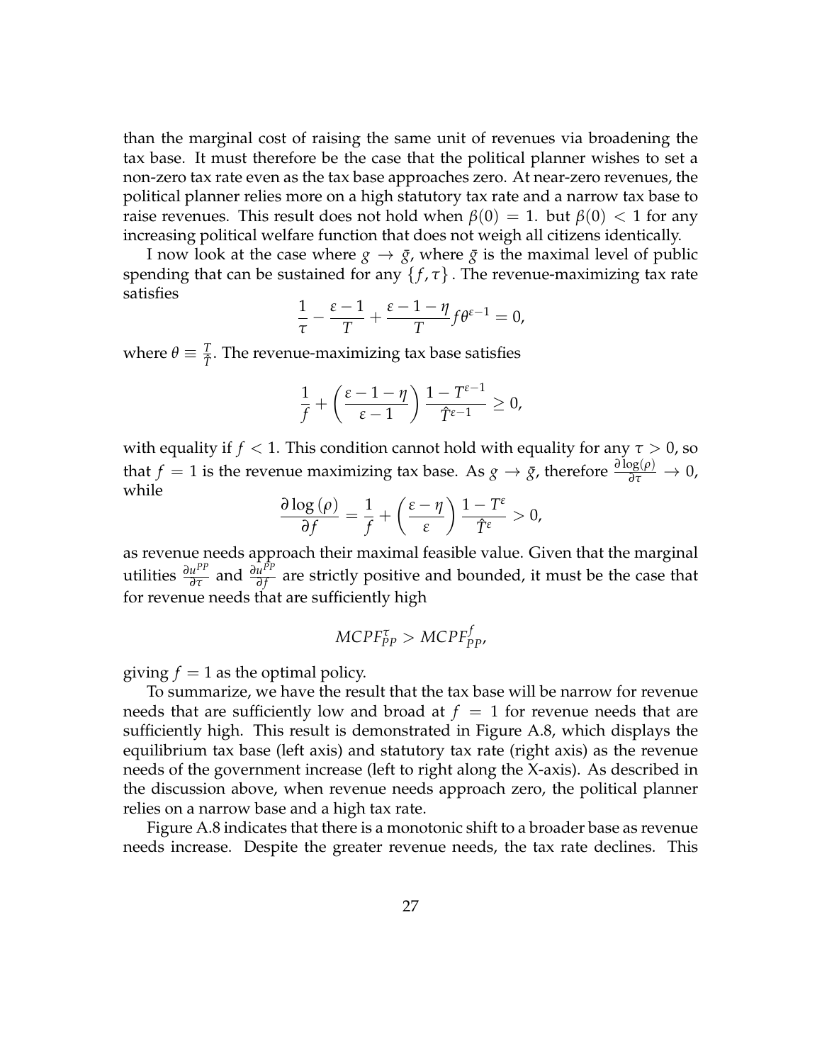than the marginal cost of raising the same unit of revenues via broadening the tax base. It must therefore be the case that the political planner wishes to set a non-zero tax rate even as the tax base approaches zero. At near-zero revenues, the political planner relies more on a high statutory tax rate and a narrow tax base to raise revenues. This result does not hold when $\beta(0) = 1$. but $\beta(0) < 1$ for any increasing political welfare function that does not weigh all citizens identically.

I now look at the case where $g \to \bar{g}$, where $\bar{g}$ is the maximal level of public spending that can be sustained for any $\{f, \tau\}$ . The revenue-maximizing tax rate satisfies

$$\frac{1}{\tau} - \frac{\varepsilon - 1}{T} + \frac{\varepsilon - 1 - \eta}{T} f \theta^{\varepsilon - 1} = 0,$$

where $\theta \equiv \frac{T}{\hat{T}}$. The revenue-maximizing tax base satisfies

$$\frac{1}{f} + \left( \frac{\varepsilon - 1 - \eta}{\varepsilon - 1} \right) \frac{1 - T^{\varepsilon - 1}}{\hat{T}^{\varepsilon - 1}} \geq 0,$$

with equality if $f < 1$. This condition cannot hold with equality for any $\tau > 0$, so that $f = 1$ is the revenue maximizing tax base. As $g \to \bar{g}$, therefore $\frac{\partial \log(\rho)}{\partial \tau} \to 0$, while

$$\frac{\partial \log\left(\rho\right)}{\partial f} = \frac{1}{f} + \left( \frac{\varepsilon - \eta}{\varepsilon} \right) \frac{1 - T^{\varepsilon}}{\hat{T}^{\varepsilon}} > 0,$$

as revenue needs approach their maximal feasible value. Given that the marginal utilities $\frac{\partial u^{PP}}{\partial \tau}$ and $\frac{\partial u^{PP}}{\partial f}$ are strictly positive and bounded, it must be the case that for revenue needs that are sufficiently high

$$MCPF_{PP}^{\tau} > MCPF_{PP}^{f},$$

giving $f = 1$ as the optimal policy.

To summarize, we have the result that the tax base will be narrow for revenue needs that are sufficiently low and broad at $f = 1$ for revenue needs that are sufficiently high. This result is demonstrated in Figure A.8, which displays the equilibrium tax base (left axis) and statutory tax rate (right axis) as the revenue needs of the government increase (left to right along the X-axis). As described in the discussion above, when revenue needs approach zero, the political planner relies on a narrow base and a high tax rate.

Figure A.8 indicates that there is a monotonic shift to a broader base as revenue needs increase. Despite the greater revenue needs, the tax rate declines. This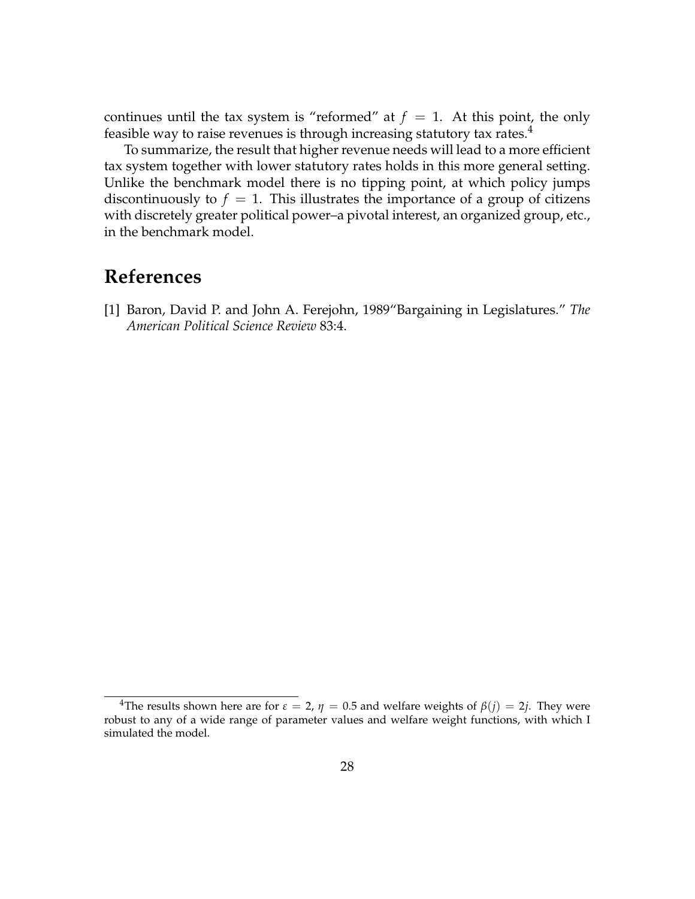continues until the tax system is "reformed" at $f = 1$. At this point, the only feasible way to raise revenues is through increasing statutory tax rates.[4]

To summarize, the result that higher revenue needs will lead to a more efficient tax system together with lower statutory rates holds in this more general setting. Unlike the benchmark model there is no tipping point, at which policy jumps discontinuously to $f = 1$. This illustrates the importance of a group of citizens with discretely greater political power–a pivotal interest, an organized group, etc., in the benchmark model.

# References

[1] Baron, David P. and John A. Ferejohn, 1989"Bargaining in Legislatures." *The American Political Science Review* 83:4.

---

[4] The results shown here are for $\varepsilon = 2$, $\eta = 0.5$ and welfare weights of $\beta(j) = 2j$. They were robust to any of a wide range of parameter values and welfare weight functions, with which I simulated the model.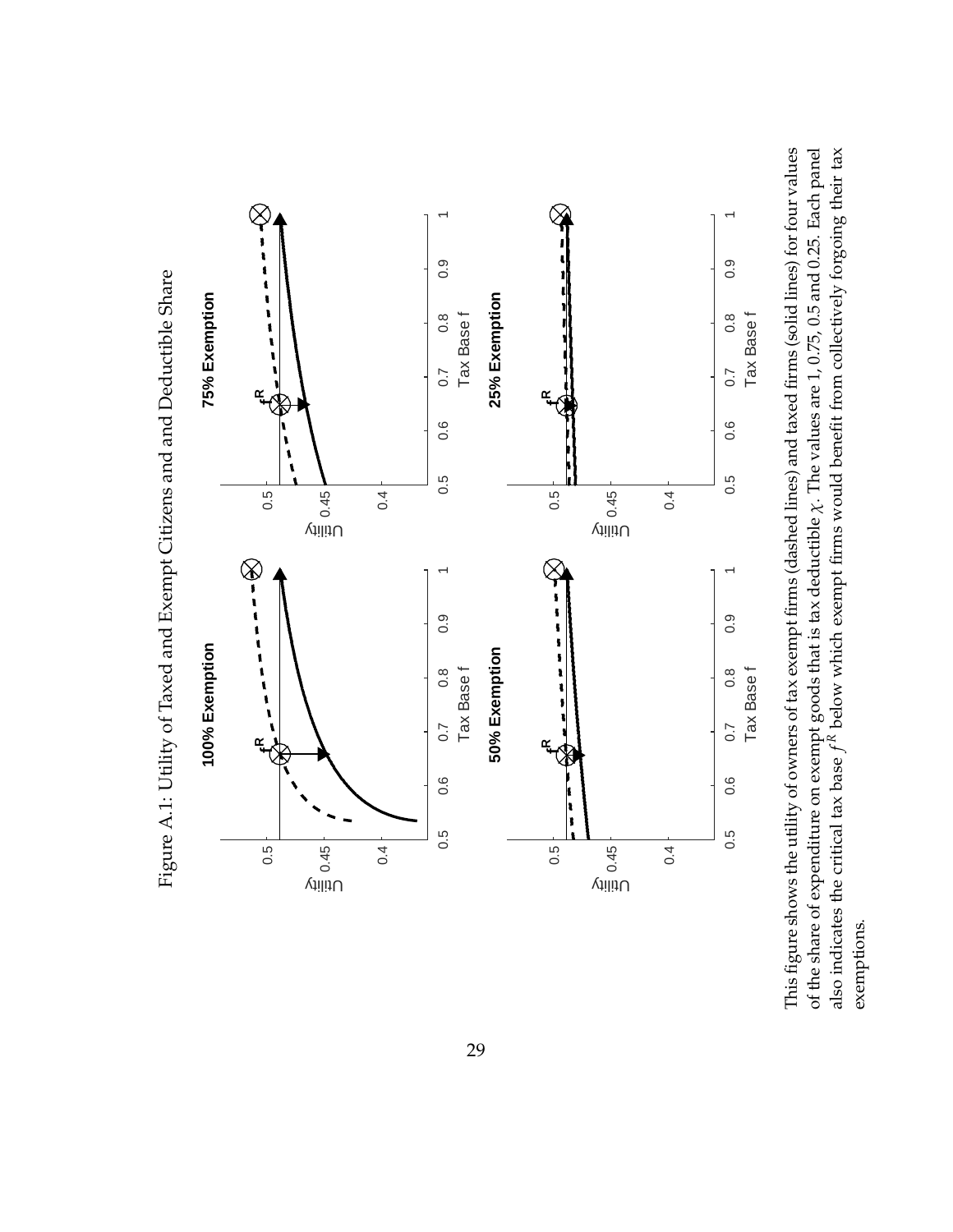Figure A.1: Utility of Taxed and Exempt Citizens and and Deductible Share

This figure shows the utility of owners of tax exempt firms (dashed lines) and taxed firms (solid lines) for four values of the share of expenditure on exempt goods that is tax deductible $\chi$. The values are 1, 0.75, 0.5 and 0.25. Each panel also indicates the critical tax base $f^R$ below which exempt firms would benefit from collectively forgoing their tax exemptions.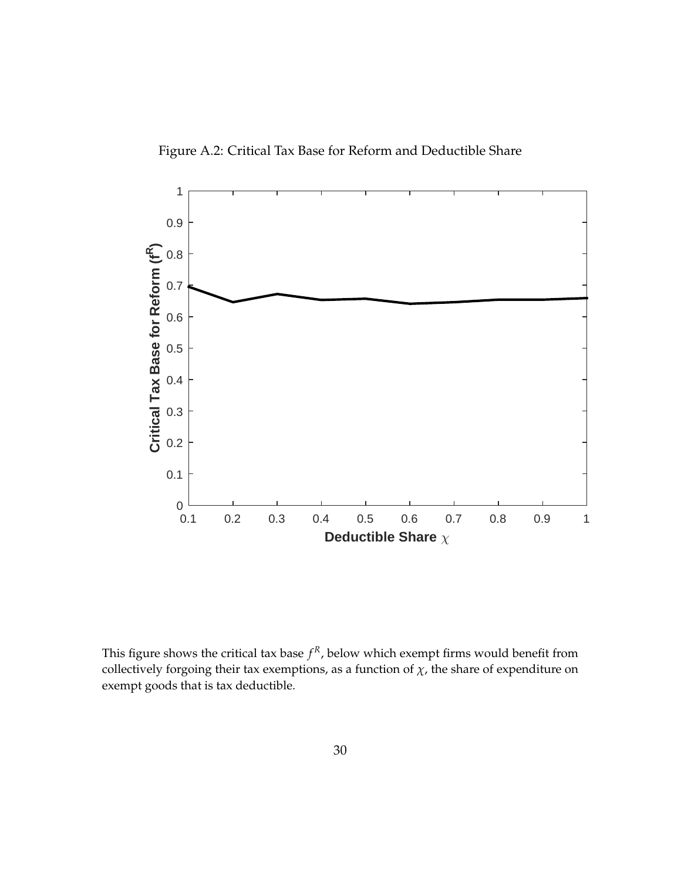Figure A.2: Critical Tax Base for Reform and Deductible Share

This figure shows the critical tax base $f^R$, below which exempt firms would benefit from collectively forgoing their tax exemptions, as a function of $\chi$, the share of expenditure on exempt goods that is tax deductible.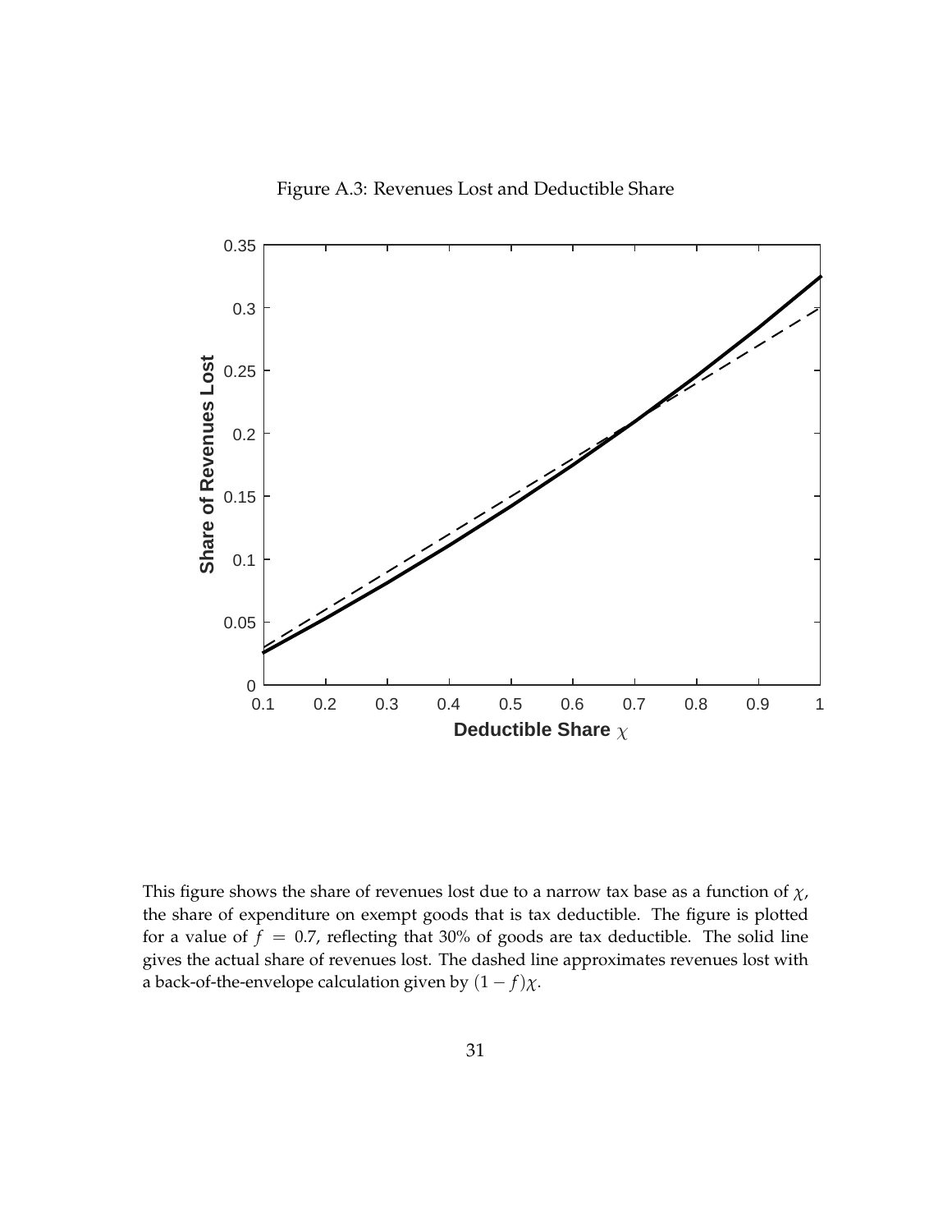Figure A.3: Revenues Lost and Deductible Share

This figure shows the share of revenues lost due to a narrow tax base as a function of $\chi$, the share of expenditure on exempt goods that is tax deductible. The figure is plotted for a value of $f = 0.7$, reflecting that 30% of goods are tax deductible. The solid line gives the actual share of revenues lost. The dashed line approximates revenues lost with a back-of-the-envelope calculation given by $(1 - f)\chi$.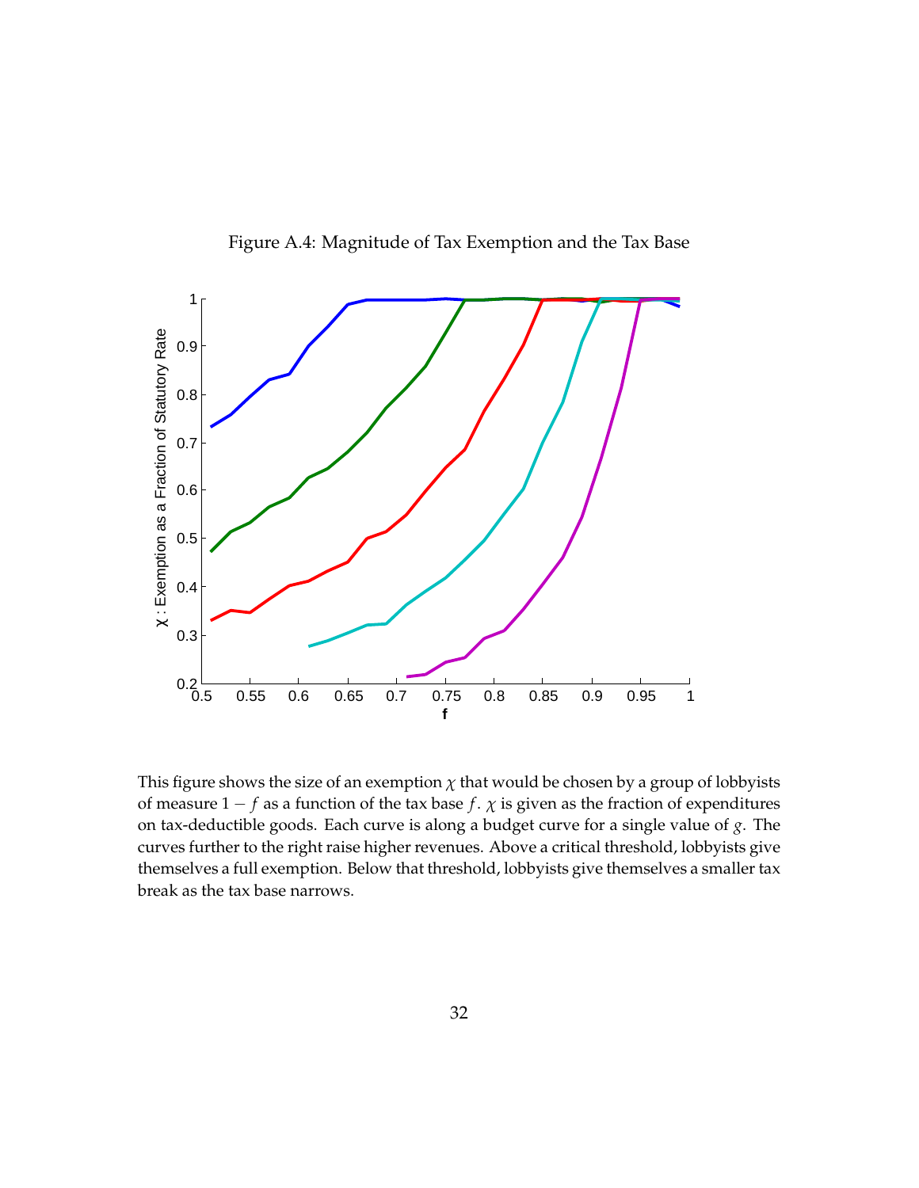Figure A.4: Magnitude of Tax Exemption and the Tax Base

This figure shows the size of an exemption $\chi$ that would be chosen by a group of lobbyists of measure $1 - f$ as a function of the tax base $f$. $\chi$ is given as the fraction of expenditures on tax-deductible goods. Each curve is along a budget curve for a single value of $g$. The curves further to the right raise higher revenues. Above a critical threshold, lobbyists give themselves a full exemption. Below that threshold, lobbyists give themselves a smaller tax break as the tax base narrows.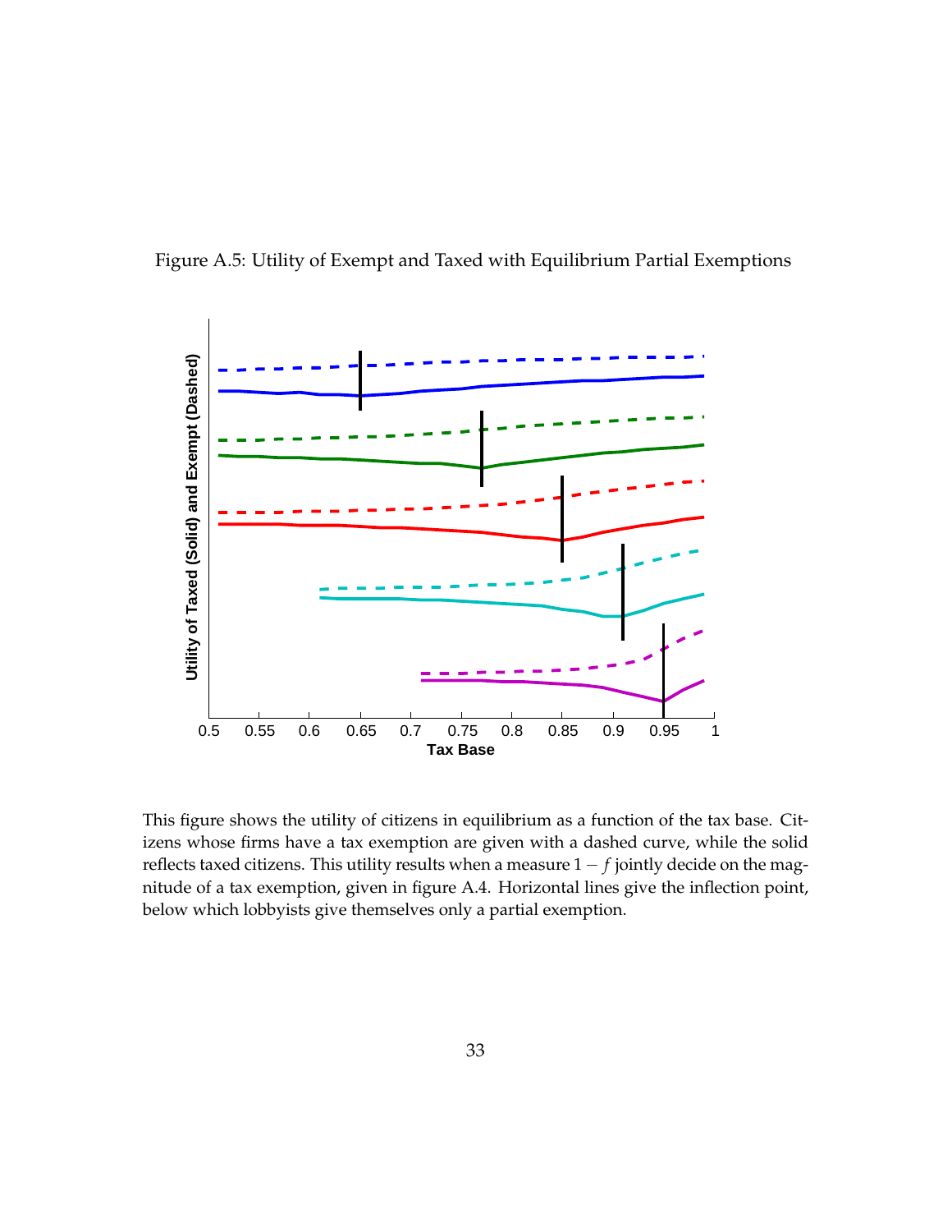Figure A.5: Utility of Exempt and Taxed with Equilibrium Partial Exemptions

This figure shows the utility of citizens in equilibrium as a function of the tax base. Citizens whose firms have a tax exemption are given with a dashed curve, while the solid reflects taxed citizens. This utility results when a measure $1 - f$ jointly decide on the magnitude of a tax exemption, given in figure A.4. Horizontal lines give the inflection point, below which lobbyists give themselves only a partial exemption.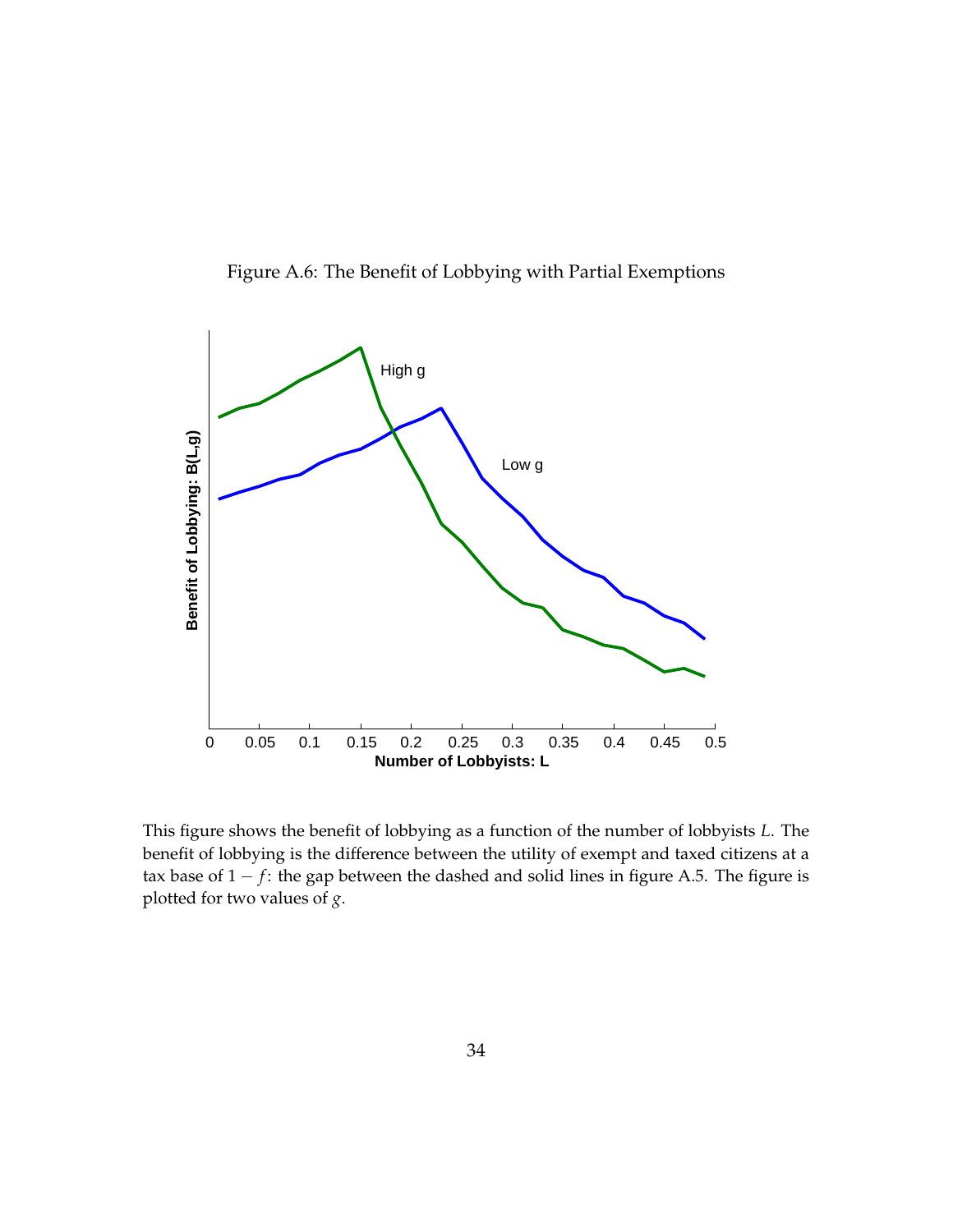Figure A.6: The Benefit of Lobbying with Partial Exemptions

This figure shows the benefit of lobbying as a function of the number of lobbyists $L$. The benefit of lobbying is the difference between the utility of exempt and taxed citizens at a tax base of $1 - f$: the gap between the dashed and solid lines in figure A.5. The figure is plotted for two values of $g$.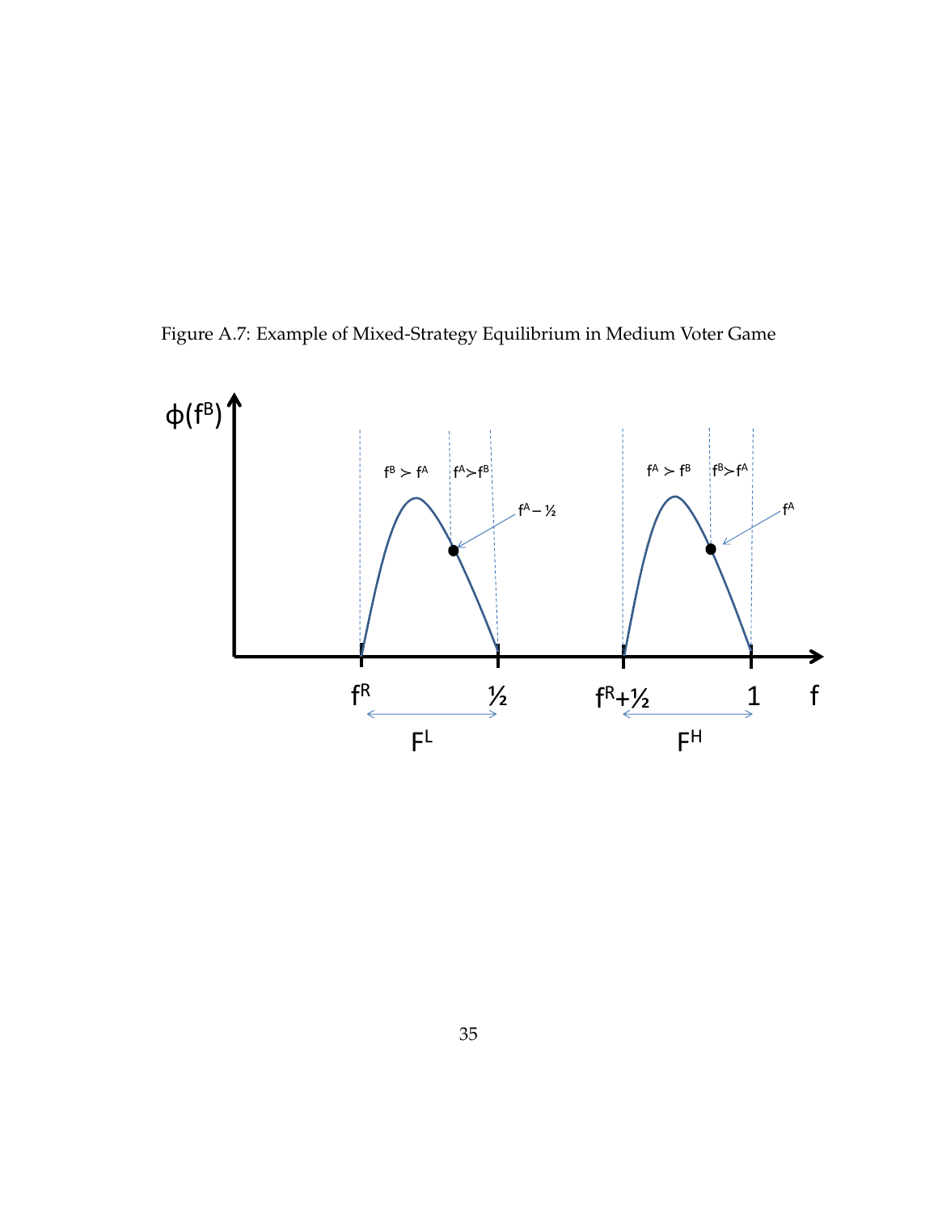Figure A.7: Example of Mixed-Strategy Equilibrium in Medium Voter Game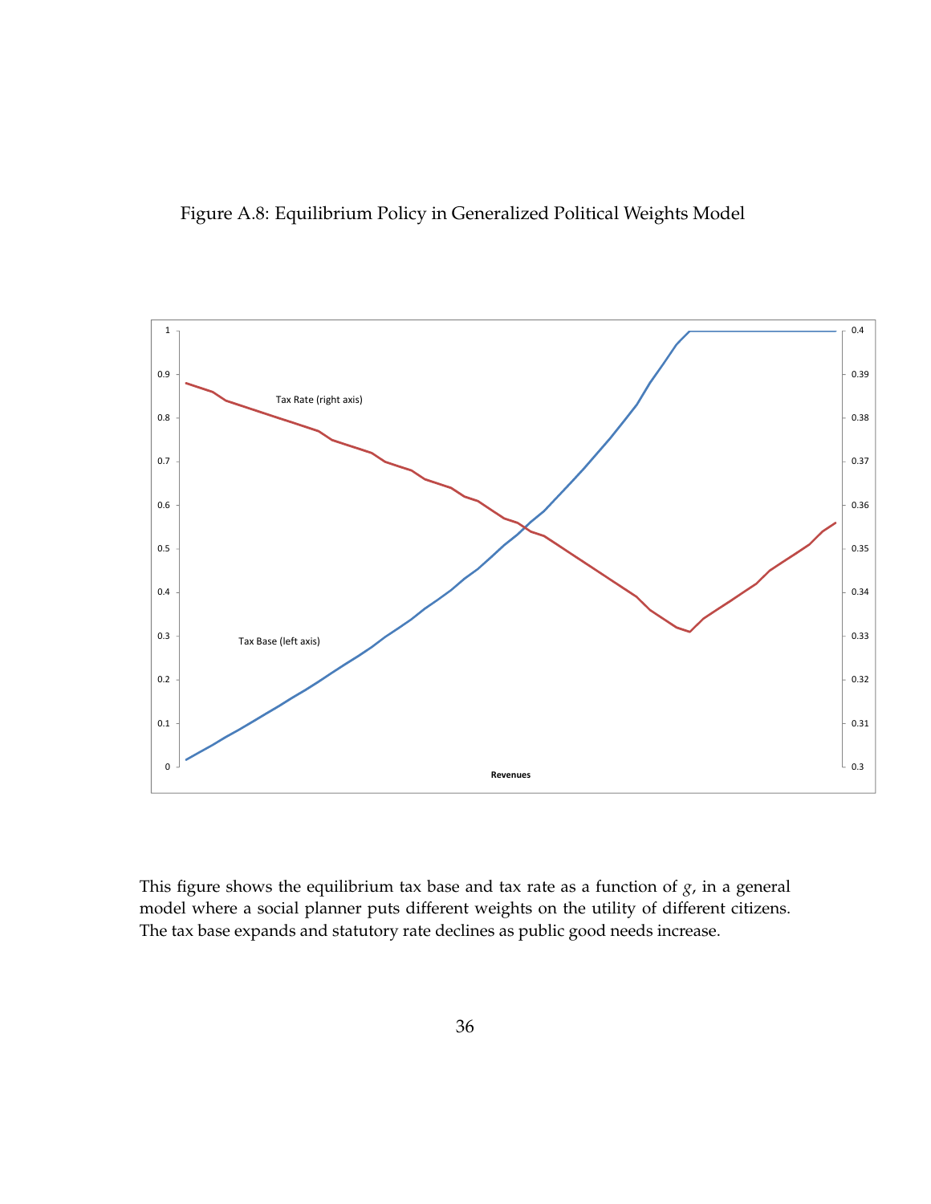Figure A.8: Equilibrium Policy in Generalized Political Weights Model

Tax Rate (right axis)

Tax Base (left axis)

Revenues

1
0.9
0.8
0.7
0.6
0.5
0.4
0.3
0.2
0.1
0

0.4
0.39
0.38
0.37
0.36
0.35
0.34
0.33
0.32
0.31
0.3

This figure shows the equilibrium tax base and tax rate as a function of $g$, in a general model where a social planner puts different weights on the utility of different citizens. The tax base expands and statutory rate declines as public good needs increase.